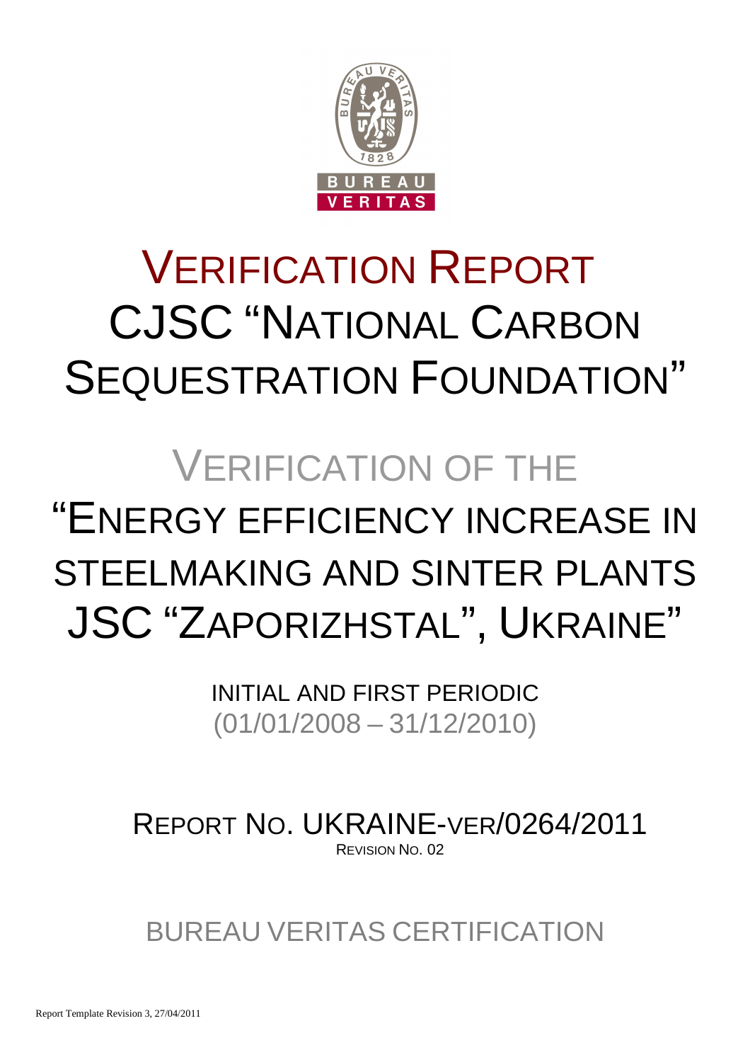# VERIFICATION REPORT
# CJSC "NATIONAL CARBON SEQUESTRATION FOUNDATION"

## VERIFICATION OF THE
## "ENERGY EFFICIENCY INCREASE IN STEELMAKING AND SINTER PLANTS JSC "ZAPORIZHSTAL", UKRAINE"

INITIAL AND FIRST PERIODIC
(01/01/2008 – 31/12/2010)

REPORT NO. UKRAINE-VER/0264/2011
REVISION NO. 02

BUREAU VERITAS CERTIFICATION

Report Template Revision 3, 27/04/2011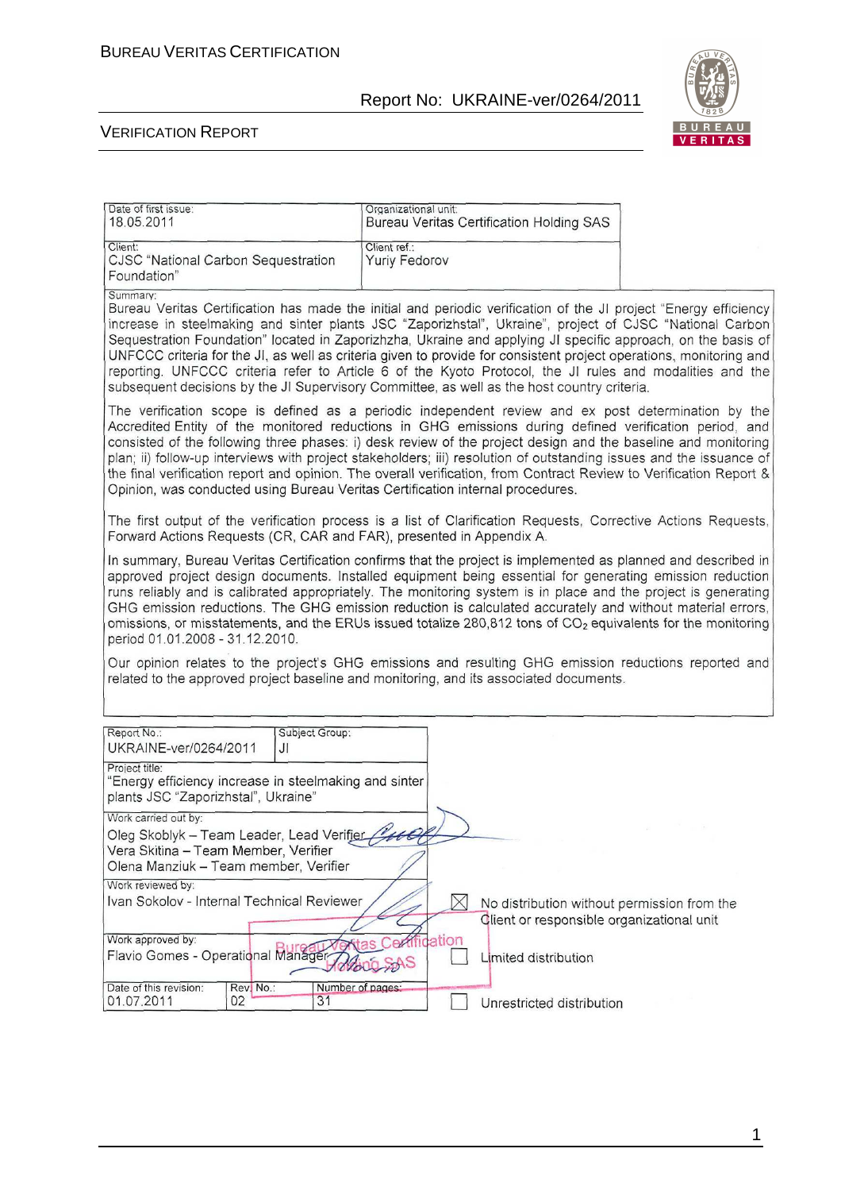| Date of first issue: 18.05.2011 | Organizational unit: Bureau Veritas Certification Holding SAS |
|---|---|
| Client: CJSC "National Carbon Sequestration Foundation" | Client ref.: Yuriy Fedorov |

Summary:

Bureau Veritas Certification has made the initial and periodic verification of the JI project "Energy efficiency increase in steelmaking and sinter plants JSC "Zaporizhstal", Ukraine", project of CJSC "National Carbon Sequestration Foundation" located in Zaporizhzha, Ukraine and applying JI specific approach, on the basis of UNFCCC criteria for the JI, as well as criteria given to provide for consistent project operations, monitoring and reporting. UNFCCC criteria refer to Article 6 of the Kyoto Protocol, the JI rules and modalities and the subsequent decisions by the JI Supervisory Committee, as well as the host country criteria.

The verification scope is defined as a periodic independent review and ex post determination by the Accredited Entity of the monitored reductions in GHG emissions during defined verification period, and consisted of the following three phases: i) desk review of the project design and the baseline and monitoring plan; ii) follow-up interviews with project stakeholders; iii) resolution of outstanding issues and the issuance of the final verification report and opinion. The overall verification, from Contract Review to Verification Report & Opinion, was conducted using Bureau Veritas Certification internal procedures.

The first output of the verification process is a list of Clarification Requests, Corrective Actions Requests, Forward Actions Requests (CR, CAR and FAR), presented in Appendix A.

In summary, Bureau Veritas Certification confirms that the project is implemented as planned and described in approved project design documents. Installed equipment being essential for generating emission reduction runs reliably and is calibrated appropriately. The monitoring system is in place and the project is generating GHG emission reductions. The GHG emission reduction is calculated accurately and without material errors, omissions, or misstatements, and the ERUs issued totalize 280,812 tons of $CO_2$ equivalents for the monitoring period 01.01.2008 - 31.12.2010.

Our opinion relates to the project's GHG emissions and resulting GHG emission reductions reported and related to the approved project baseline and monitoring, and its associated documents.

| Report No.: UKRAINE-ver/0264/2011 | Subject Group: JI | |
|---|---|---|
| Project title: "Energy efficiency increase in steelmaking and sinter plants JSC "Zaporizhstal", Ukraine" | | |
| Work carried out by: Oleg Skoblyk – Team Leader, Lead Verifier; Vera Skitina – Team Member, Verifier; Olena Manziuk – Team member, Verifier | | |
| Work reviewed by: Ivan Sokolov - Internal Technical Reviewer | | ☒ No distribution without permission from the Client or responsible organizational unit |
| Work approved by: Flavio Gomes - Operational Manager | | ☐ Limited distribution |
| Date of this revision: 01.07.2011 | Rev. No.: 02 / Number of pages: 31 | ☐ Unrestricted distribution |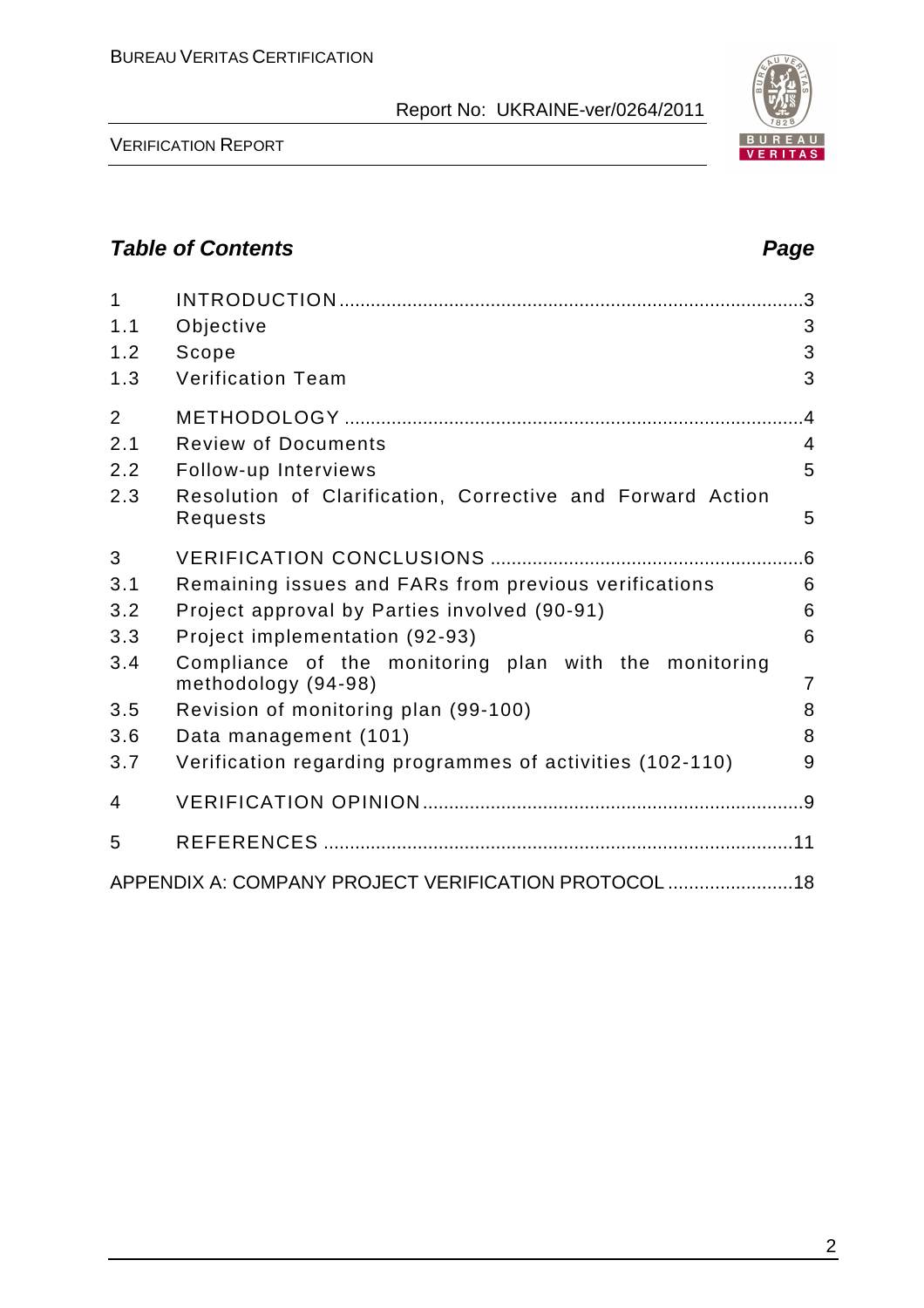## Table of Contents

| | | Page |
|---|---|---|
| 1 | INTRODUCTION | 3 |
| 1.1 | Objective | 3 |
| 1.2 | Scope | 3 |
| 1.3 | Verification Team | 3 |
| 2 | METHODOLOGY | 4 |
| 2.1 | Review of Documents | 4 |
| 2.2 | Follow-up Interviews | 5 |
| 2.3 | Resolution of Clarification, Corrective and Forward Action Requests | 5 |
| 3 | VERIFICATION CONCLUSIONS | 6 |
| 3.1 | Remaining issues and FARs from previous verifications | 6 |
| 3.2 | Project approval by Parties involved (90-91) | 6 |
| 3.3 | Project implementation (92-93) | 6 |
| 3.4 | Compliance of the monitoring plan with the monitoring methodology (94-98) | 7 |
| 3.5 | Revision of monitoring plan (99-100) | 8 |
| 3.6 | Data management (101) | 8 |
| 3.7 | Verification regarding programmes of activities (102-110) | 9 |
| 4 | VERIFICATION OPINION | 9 |
| 5 | REFERENCES | 11 |
| | APPENDIX A: COMPANY PROJECT VERIFICATION PROTOCOL | 18 |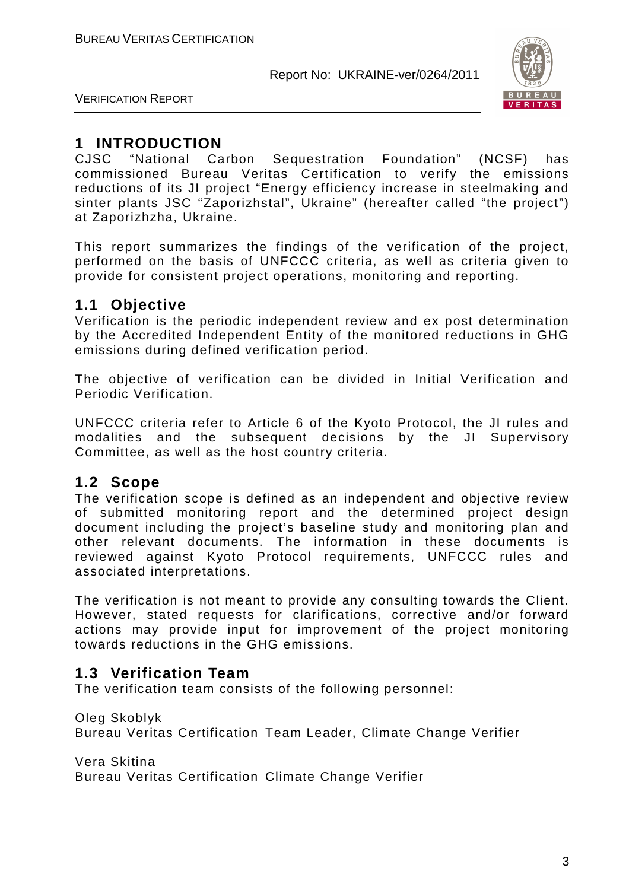# 1 INTRODUCTION

CJSC "National Carbon Sequestration Foundation" (NCSF) has commissioned Bureau Veritas Certification to verify the emissions reductions of its JI project "Energy efficiency increase in steelmaking and sinter plants JSC "Zaporizhstal", Ukraine" (hereafter called "the project") at Zaporizhzha, Ukraine.

This report summarizes the findings of the verification of the project, performed on the basis of UNFCCC criteria, as well as criteria given to provide for consistent project operations, monitoring and reporting.

## 1.1 Objective

Verification is the periodic independent review and ex post determination by the Accredited Independent Entity of the monitored reductions in GHG emissions during defined verification period.

The objective of verification can be divided in Initial Verification and Periodic Verification.

UNFCCC criteria refer to Article 6 of the Kyoto Protocol, the JI rules and modalities and the subsequent decisions by the JI Supervisory Committee, as well as the host country criteria.

## 1.2 Scope

The verification scope is defined as an independent and objective review of submitted monitoring report and the determined project design document including the project's baseline study and monitoring plan and other relevant documents. The information in these documents is reviewed against Kyoto Protocol requirements, UNFCCC rules and associated interpretations.

The verification is not meant to provide any consulting towards the Client. However, stated requests for clarifications, corrective and/or forward actions may provide input for improvement of the project monitoring towards reductions in the GHG emissions.

## 1.3 Verification Team

The verification team consists of the following personnel:

Oleg Skoblyk
Bureau Veritas Certification Team Leader, Climate Change Verifier

Vera Skitina
Bureau Veritas Certification Climate Change Verifier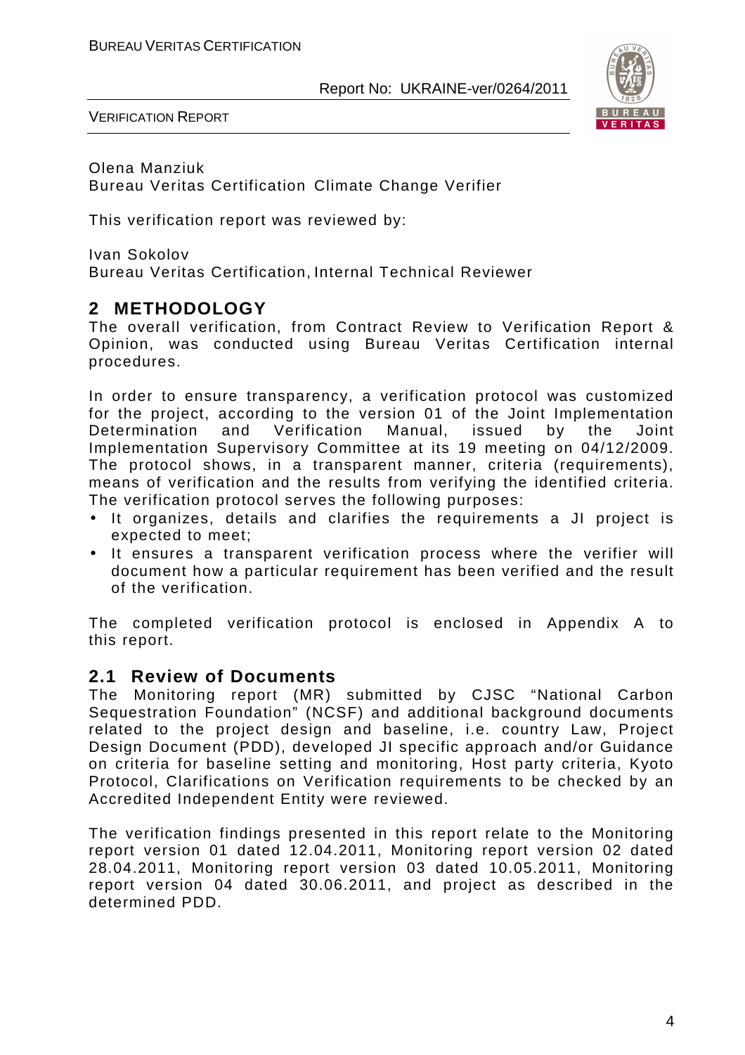Olena Manziuk
Bureau Veritas Certification Climate Change Verifier

This verification report was reviewed by:

Ivan Sokolov
Bureau Veritas Certification, Internal Technical Reviewer

## 2 METHODOLOGY

The overall verification, from Contract Review to Verification Report & Opinion, was conducted using Bureau Veritas Certification internal procedures.

In order to ensure transparency, a verification protocol was customized for the project, according to the version 01 of the Joint Implementation Determination and Verification Manual, issued by the Joint Implementation Supervisory Committee at its 19 meeting on 04/12/2009. The protocol shows, in a transparent manner, criteria (requirements), means of verification and the results from verifying the identified criteria. The verification protocol serves the following purposes:

- It organizes, details and clarifies the requirements a JI project is expected to meet;
- It ensures a transparent verification process where the verifier will document how a particular requirement has been verified and the result of the verification.

The completed verification protocol is enclosed in Appendix A to this report.

### 2.1 Review of Documents

The Monitoring report (MR) submitted by CJSC "National Carbon Sequestration Foundation" (NCSF) and additional background documents related to the project design and baseline, i.e. country Law, Project Design Document (PDD), developed JI specific approach and/or Guidance on criteria for baseline setting and monitoring, Host party criteria, Kyoto Protocol, Clarifications on Verification requirements to be checked by an Accredited Independent Entity were reviewed.

The verification findings presented in this report relate to the Monitoring report version 01 dated 12.04.2011, Monitoring report version 02 dated 28.04.2011, Monitoring report version 03 dated 10.05.2011, Monitoring report version 04 dated 30.06.2011, and project as described in the determined PDD.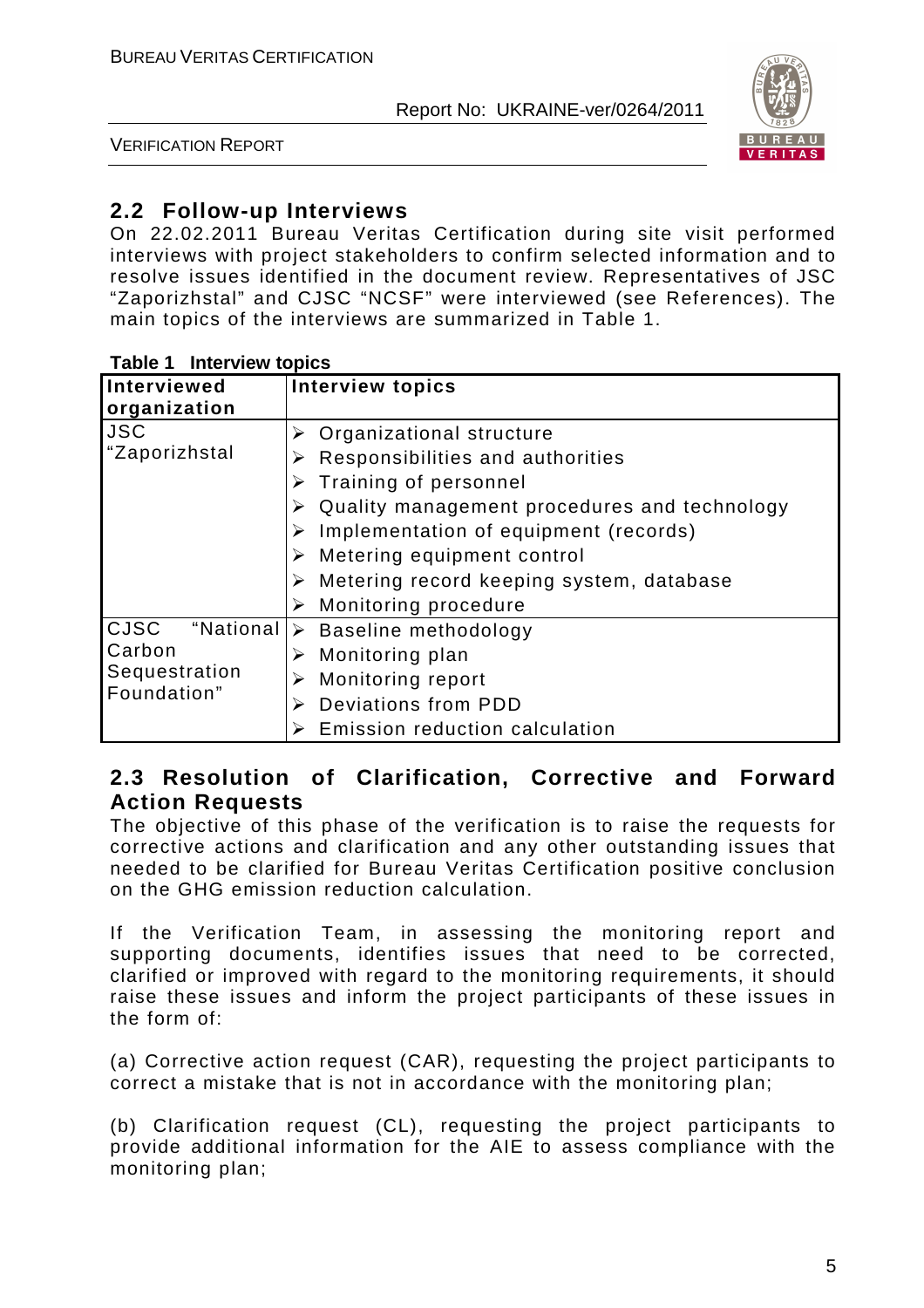## 2.2 Follow-up Interviews

On 22.02.2011 Bureau Veritas Certification during site visit performed interviews with project stakeholders to confirm selected information and to resolve issues identified in the document review. Representatives of JSC "Zaporizhstal" and CJSC "NCSF" were interviewed (see References). The main topics of the interviews are summarized in Table 1.

**Table 1 Interview topics**

| Interviewed organization | Interview topics |
|---|---|
| JSC "Zaporizhstal | ➢ Organizational structure<br>➢ Responsibilities and authorities<br>➢ Training of personnel<br>➢ Quality management procedures and technology<br>➢ Implementation of equipment (records)<br>➢ Metering equipment control<br>➢ Metering record keeping system, database<br>➢ Monitoring procedure |
| CJSC "National Carbon Sequestration Foundation" | ➢ Baseline methodology<br>➢ Monitoring plan<br>➢ Monitoring report<br>➢ Deviations from PDD<br>➢ Emission reduction calculation |

## 2.3 Resolution of Clarification, Corrective and Forward Action Requests

The objective of this phase of the verification is to raise the requests for corrective actions and clarification and any other outstanding issues that needed to be clarified for Bureau Veritas Certification positive conclusion on the GHG emission reduction calculation.

If the Verification Team, in assessing the monitoring report and supporting documents, identifies issues that need to be corrected, clarified or improved with regard to the monitoring requirements, it should raise these issues and inform the project participants of these issues in the form of:

(a) Corrective action request (CAR), requesting the project participants to correct a mistake that is not in accordance with the monitoring plan;

(b) Clarification request (CL), requesting the project participants to provide additional information for the AIE to assess compliance with the monitoring plan;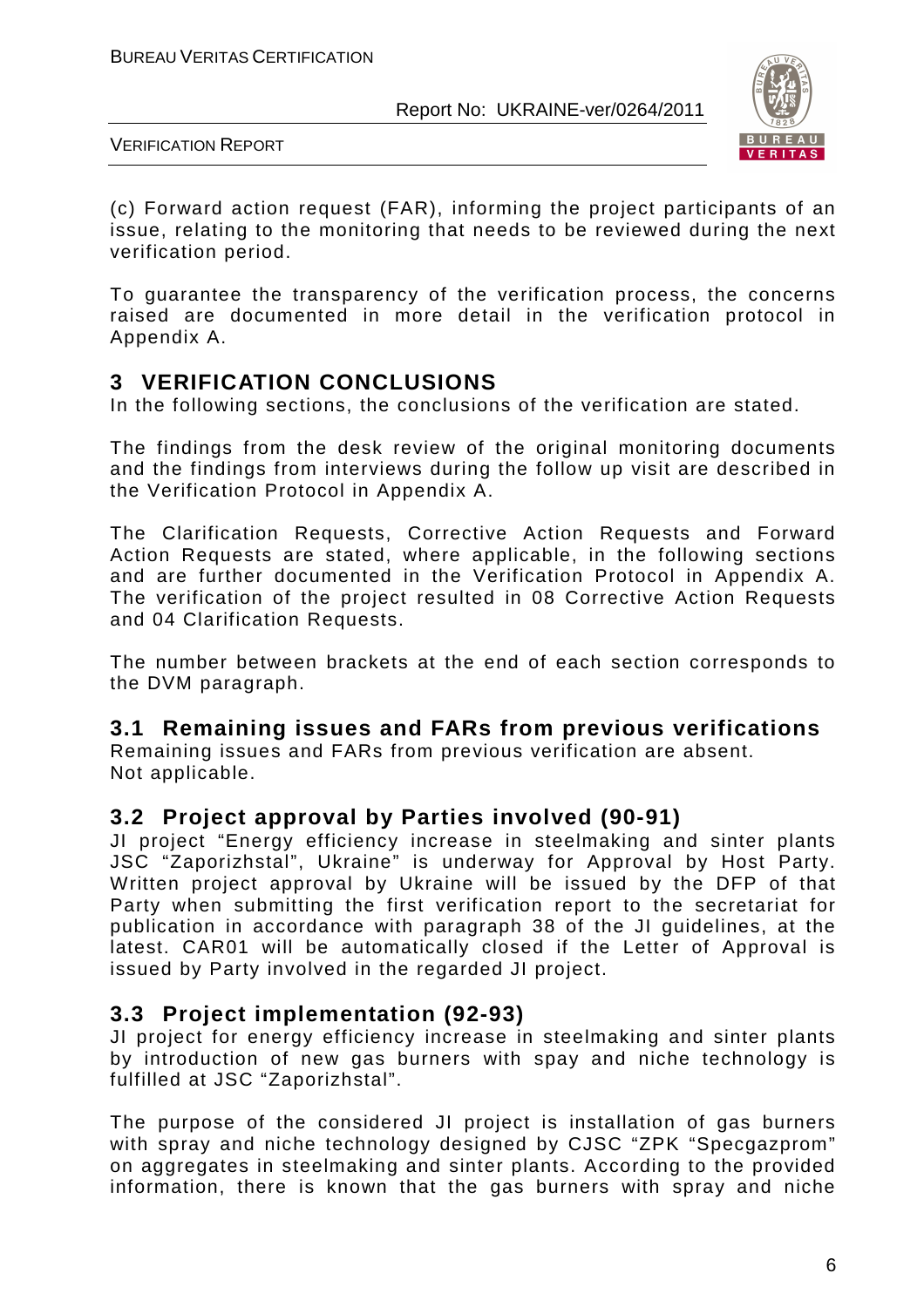(c) Forward action request (FAR), informing the project participants of an issue, relating to the monitoring that needs to be reviewed during the next verification period.

To guarantee the transparency of the verification process, the concerns raised are documented in more detail in the verification protocol in Appendix A.

# 3 VERIFICATION CONCLUSIONS

In the following sections, the conclusions of the verification are stated.

The findings from the desk review of the original monitoring documents and the findings from interviews during the follow up visit are described in the Verification Protocol in Appendix A.

The Clarification Requests, Corrective Action Requests and Forward Action Requests are stated, where applicable, in the following sections and are further documented in the Verification Protocol in Appendix A. The verification of the project resulted in 08 Corrective Action Requests and 04 Clarification Requests.

The number between brackets at the end of each section corresponds to the DVM paragraph.

## 3.1 Remaining issues and FARs from previous verifications

Remaining issues and FARs from previous verification are absent.
Not applicable.

## 3.2 Project approval by Parties involved (90-91)

JI project "Energy efficiency increase in steelmaking and sinter plants JSC "Zaporizhstal", Ukraine" is underway for Approval by Host Party. Written project approval by Ukraine will be issued by the DFP of that Party when submitting the first verification report to the secretariat for publication in accordance with paragraph 38 of the JI guidelines, at the latest. CAR01 will be automatically closed if the Letter of Approval is issued by Party involved in the regarded JI project.

## 3.3 Project implementation (92-93)

JI project for energy efficiency increase in steelmaking and sinter plants by introduction of new gas burners with spay and niche technology is fulfilled at JSC "Zaporizhstal".

The purpose of the considered JI project is installation of gas burners with spray and niche technology designed by CJSC "ZPK "Specgazprom" on aggregates in steelmaking and sinter plants. According to the provided information, there is known that the gas burners with spray and niche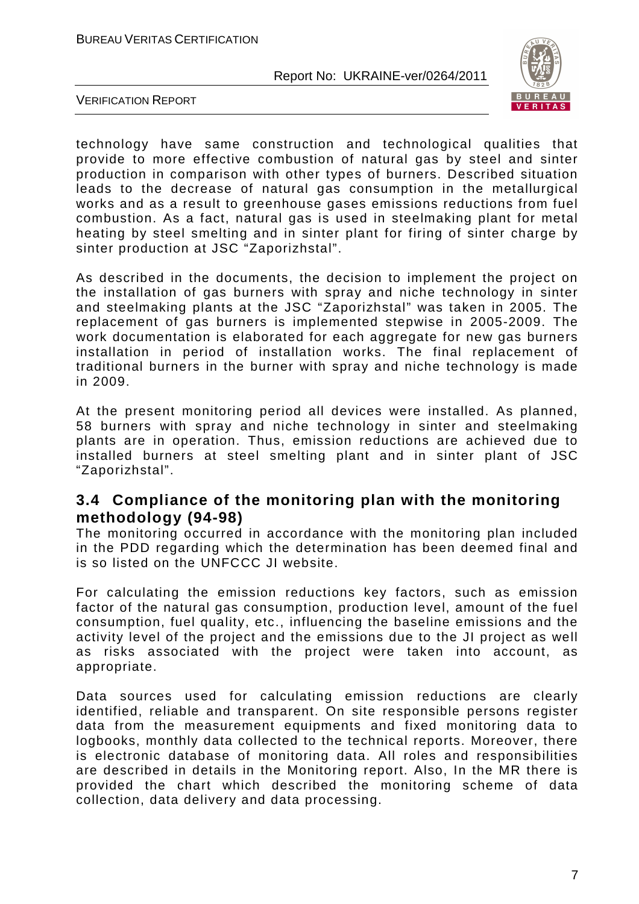technology have same construction and technological qualities that provide to more effective combustion of natural gas by steel and sinter production in comparison with other types of burners. Described situation leads to the decrease of natural gas consumption in the metallurgical works and as a result to greenhouse gases emissions reductions from fuel combustion. As a fact, natural gas is used in steelmaking plant for metal heating by steel smelting and in sinter plant for firing of sinter charge by sinter production at JSC "Zaporizhstal".

As described in the documents, the decision to implement the project on the installation of gas burners with spray and niche technology in sinter and steelmaking plants at the JSC "Zaporizhstal" was taken in 2005. The replacement of gas burners is implemented stepwise in 2005-2009. The work documentation is elaborated for each aggregate for new gas burners installation in period of installation works. The final replacement of traditional burners in the burner with spray and niche technology is made in 2009.

At the present monitoring period all devices were installed. As planned, 58 burners with spray and niche technology in sinter and steelmaking plants are in operation. Thus, emission reductions are achieved due to installed burners at steel smelting plant and in sinter plant of JSC "Zaporizhstal".

## 3.4 Compliance of the monitoring plan with the monitoring methodology (94-98)

The monitoring occurred in accordance with the monitoring plan included in the PDD regarding which the determination has been deemed final and is so listed on the UNFCCC JI website.

For calculating the emission reductions key factors, such as emission factor of the natural gas consumption, production level, amount of the fuel consumption, fuel quality, etc., influencing the baseline emissions and the activity level of the project and the emissions due to the JI project as well as risks associated with the project were taken into account, as appropriate.

Data sources used for calculating emission reductions are clearly identified, reliable and transparent. On site responsible persons register data from the measurement equipments and fixed monitoring data to logbooks, monthly data collected to the technical reports. Moreover, there is electronic database of monitoring data. All roles and responsibilities are described in details in the Monitoring report. Also, In the MR there is provided the chart which described the monitoring scheme of data collection, data delivery and data processing.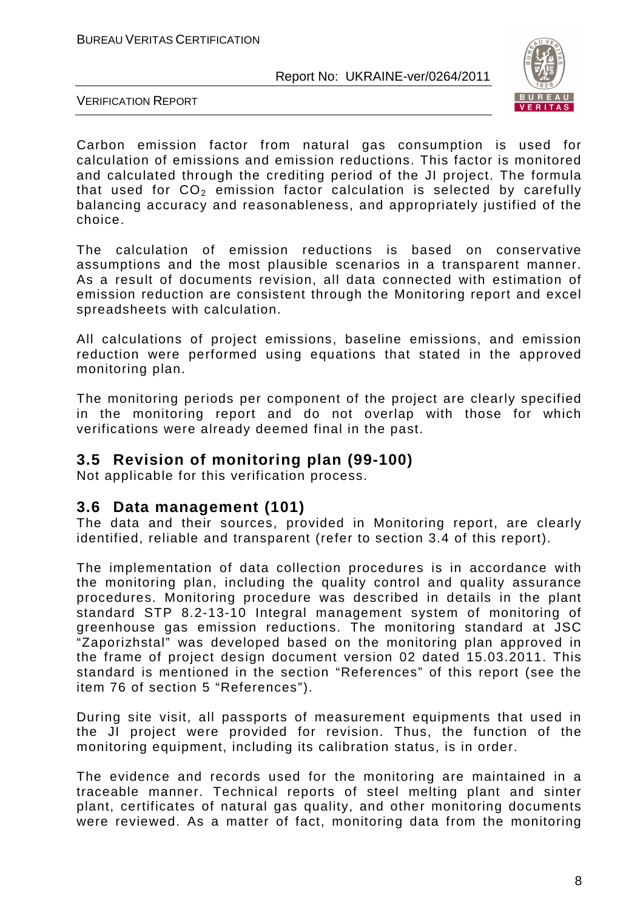Carbon emission factor from natural gas consumption is used for calculation of emissions and emission reductions. This factor is monitored and calculated through the crediting period of the JI project. The formula that used for $CO_2$ emission factor calculation is selected by carefully balancing accuracy and reasonableness, and appropriately justified of the choice.

The calculation of emission reductions is based on conservative assumptions and the most plausible scenarios in a transparent manner. As a result of documents revision, all data connected with estimation of emission reduction are consistent through the Monitoring report and excel spreadsheets with calculation.

All calculations of project emissions, baseline emissions, and emission reduction were performed using equations that stated in the approved monitoring plan.

The monitoring periods per component of the project are clearly specified in the monitoring report and do not overlap with those for which verifications were already deemed final in the past.

## 3.5 Revision of monitoring plan (99-100)

Not applicable for this verification process.

## 3.6 Data management (101)

The data and their sources, provided in Monitoring report, are clearly identified, reliable and transparent (refer to section 3.4 of this report).

The implementation of data collection procedures is in accordance with the monitoring plan, including the quality control and quality assurance procedures. Monitoring procedure was described in details in the plant standard STP 8.2-13-10 Integral management system of monitoring of greenhouse gas emission reductions. The monitoring standard at JSC "Zaporizhstal" was developed based on the monitoring plan approved in the frame of project design document version 02 dated 15.03.2011. This standard is mentioned in the section "References" of this report (see the item 76 of section 5 "References").

During site visit, all passports of measurement equipments that used in the JI project were provided for revision. Thus, the function of the monitoring equipment, including its calibration status, is in order.

The evidence and records used for the monitoring are maintained in a traceable manner. Technical reports of steel melting plant and sinter plant, certificates of natural gas quality, and other monitoring documents were reviewed. As a matter of fact, monitoring data from the monitoring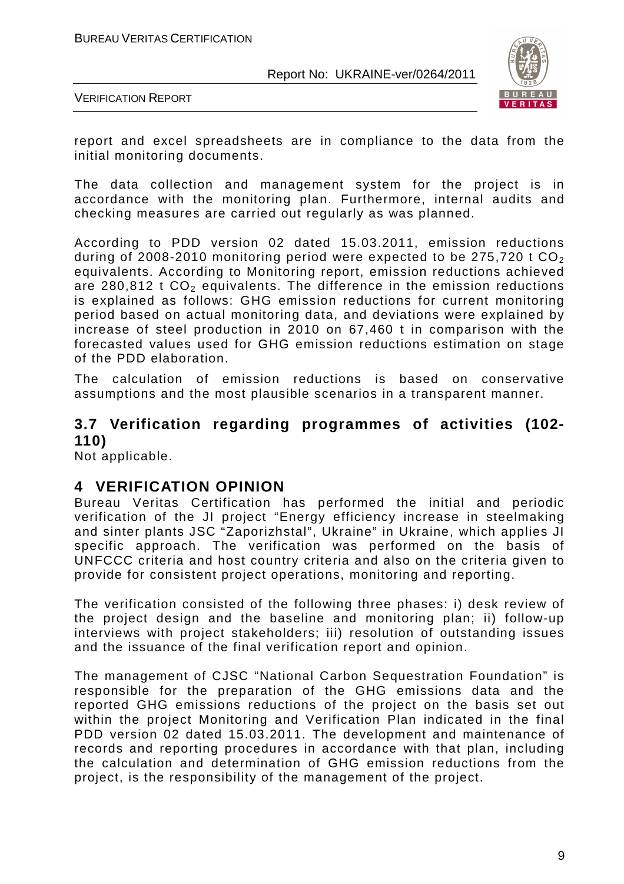report and excel spreadsheets are in compliance to the data from the initial monitoring documents.

The data collection and management system for the project is in accordance with the monitoring plan. Furthermore, internal audits and checking measures are carried out regularly as was planned.

According to PDD version 02 dated 15.03.2011, emission reductions during of 2008-2010 monitoring period were expected to be 275,720 t $CO_2$ equivalents. According to Monitoring report, emission reductions achieved are 280,812 t $CO_2$ equivalents. The difference in the emission reductions is explained as follows: GHG emission reductions for current monitoring period based on actual monitoring data, and deviations were explained by increase of steel production in 2010 on 67,460 t in comparison with the forecasted values used for GHG emission reductions estimation on stage of the PDD elaboration.

The calculation of emission reductions is based on conservative assumptions and the most plausible scenarios in a transparent manner.

## 3.7 Verification regarding programmes of activities (102-110)

Not applicable.

# 4 VERIFICATION OPINION

Bureau Veritas Certification has performed the initial and periodic verification of the JI project "Energy efficiency increase in steelmaking and sinter plants JSC "Zaporizhstal", Ukraine" in Ukraine, which applies JI specific approach. The verification was performed on the basis of UNFCCC criteria and host country criteria and also on the criteria given to provide for consistent project operations, monitoring and reporting.

The verification consisted of the following three phases: i) desk review of the project design and the baseline and monitoring plan; ii) follow-up interviews with project stakeholders; iii) resolution of outstanding issues and the issuance of the final verification report and opinion.

The management of CJSC "National Carbon Sequestration Foundation" is responsible for the preparation of the GHG emissions data and the reported GHG emissions reductions of the project on the basis set out within the project Monitoring and Verification Plan indicated in the final PDD version 02 dated 15.03.2011. The development and maintenance of records and reporting procedures in accordance with that plan, including the calculation and determination of GHG emission reductions from the project, is the responsibility of the management of the project.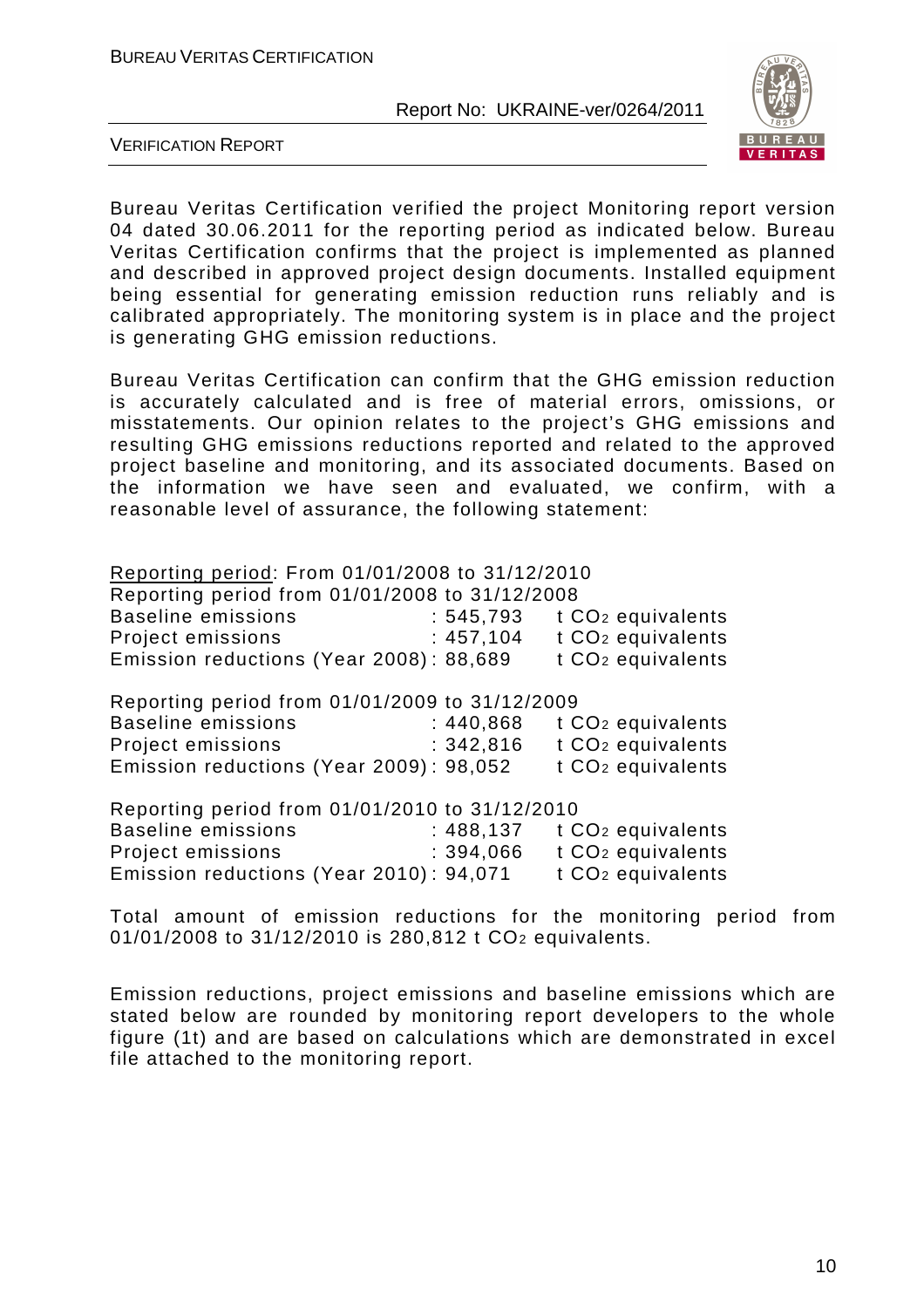Bureau Veritas Certification verified the project Monitoring report version 04 dated 30.06.2011 for the reporting period as indicated below. Bureau Veritas Certification confirms that the project is implemented as planned and described in approved project design documents. Installed equipment being essential for generating emission reduction runs reliably and is calibrated appropriately. The monitoring system is in place and the project is generating GHG emission reductions.

Bureau Veritas Certification can confirm that the GHG emission reduction is accurately calculated and is free of material errors, omissions, or misstatements. Our opinion relates to the project's GHG emissions and resulting GHG emissions reductions reported and related to the approved project baseline and monitoring, and its associated documents. Based on the information we have seen and evaluated, we confirm, with a reasonable level of assurance, the following statement:

<u>Reporting period</u>: From 01/01/2008 to 31/12/2010

Reporting period from 01/01/2008 to 31/12/2008
Baseline emissions : 545,793 t $CO_2$ equivalents
Project emissions : 457,104 t $CO_2$ equivalents
Emission reductions (Year 2008) : 88,689 t $CO_2$ equivalents

Reporting period from 01/01/2009 to 31/12/2009
Baseline emissions : 440,868 t $CO_2$ equivalents
Project emissions : 342,816 t $CO_2$ equivalents
Emission reductions (Year 2009) : 98,052 t $CO_2$ equivalents

Reporting period from 01/01/2010 to 31/12/2010
Baseline emissions : 488,137 t $CO_2$ equivalents
Project emissions : 394,066 t $CO_2$ equivalents
Emission reductions (Year 2010) : 94,071 t $CO_2$ equivalents

Total amount of emission reductions for the monitoring period from 01/01/2008 to 31/12/2010 is 280,812 t $CO_2$ equivalents.

Emission reductions, project emissions and baseline emissions which are stated below are rounded by monitoring report developers to the whole figure (1t) and are based on calculations which are demonstrated in excel file attached to the monitoring report.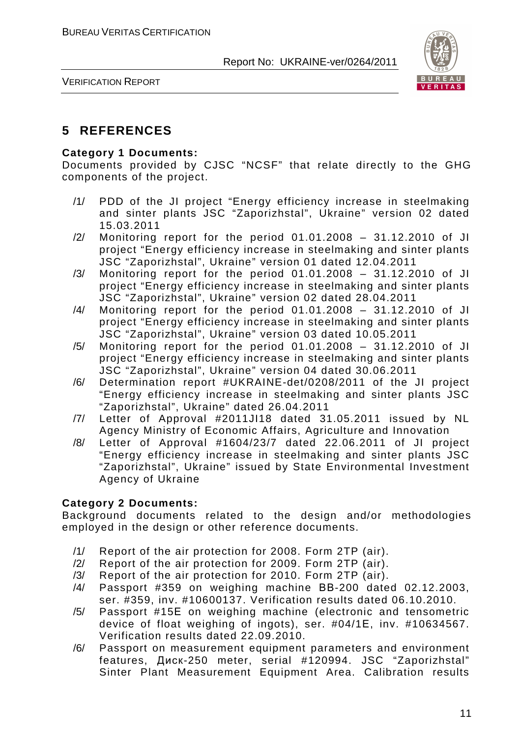# 5 REFERENCES

**Category 1 Documents:**
Documents provided by CJSC "NCSF" that relate directly to the GHG components of the project.

/1/ PDD of the JI project "Energy efficiency increase in steelmaking and sinter plants JSC "Zaporizhstal", Ukraine" version 02 dated 15.03.2011

/2/ Monitoring report for the period 01.01.2008 – 31.12.2010 of JI project "Energy efficiency increase in steelmaking and sinter plants JSC "Zaporizhstal", Ukraine" version 01 dated 12.04.2011

/3/ Monitoring report for the period 01.01.2008 – 31.12.2010 of JI project "Energy efficiency increase in steelmaking and sinter plants JSC "Zaporizhstal", Ukraine" version 02 dated 28.04.2011

/4/ Monitoring report for the period 01.01.2008 – 31.12.2010 of JI project "Energy efficiency increase in steelmaking and sinter plants JSC "Zaporizhstal", Ukraine" version 03 dated 10.05.2011

/5/ Monitoring report for the period 01.01.2008 – 31.12.2010 of JI project "Energy efficiency increase in steelmaking and sinter plants JSC "Zaporizhstal", Ukraine" version 04 dated 30.06.2011

/6/ Determination report #UKRAINE-det/0208/2011 of the JI project "Energy efficiency increase in steelmaking and sinter plants JSC "Zaporizhstal", Ukraine" dated 26.04.2011

/7/ Letter of Approval #2011JI18 dated 31.05.2011 issued by NL Agency Ministry of Economic Affairs, Agriculture and Innovation

/8/ Letter of Approval #1604/23/7 dated 22.06.2011 of JI project "Energy efficiency increase in steelmaking and sinter plants JSC "Zaporizhstal", Ukraine" issued by State Environmental Investment Agency of Ukraine

**Category 2 Documents:**
Background documents related to the design and/or methodologies employed in the design or other reference documents.

/1/ Report of the air protection for 2008. Form 2TP (air).

/2/ Report of the air protection for 2009. Form 2TP (air).

/3/ Report of the air protection for 2010. Form 2TP (air).

/4/ Passport #359 on weighing machine BB-200 dated 02.12.2003, ser. #359, inv. #10600137. Verification results dated 06.10.2010.

/5/ Passport #15E on weighing machine (electronic and tensometric device of float weighing of ingots), ser. #04/1E, inv. #10634567. Verification results dated 22.09.2010.

/6/ Passport on measurement equipment parameters and environment features, Диск-250 meter, serial #120994. JSC "Zaporizhstal" Sinter Plant Measurement Equipment Area. Calibration results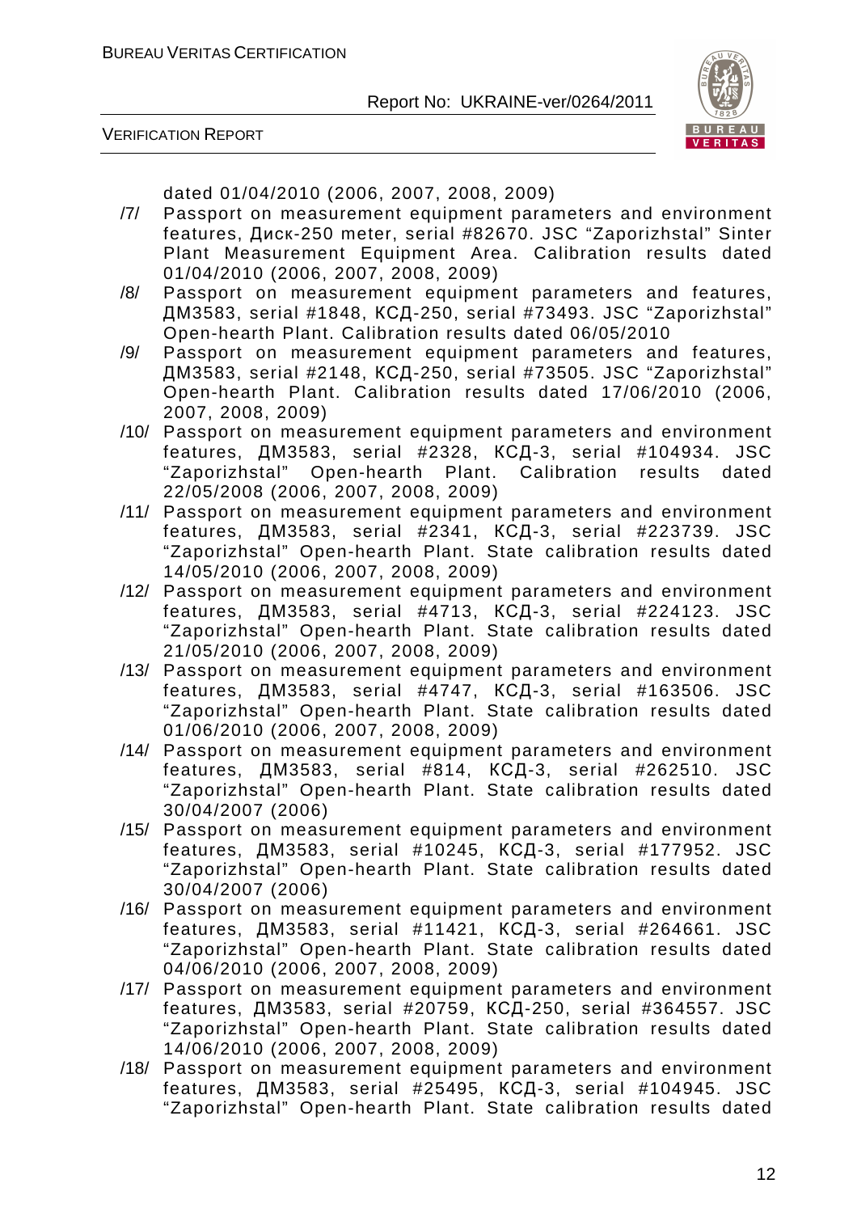dated 01/04/2010 (2006, 2007, 2008, 2009)

/7/ Passport on measurement equipment parameters and environment features, Диск-250 meter, serial #82670. JSC "Zaporizhstal" Sinter Plant Measurement Equipment Area. Calibration results dated 01/04/2010 (2006, 2007, 2008, 2009)

/8/ Passport on measurement equipment parameters and features, ДМ3583, serial #1848, КСД-250, serial #73493. JSC "Zaporizhstal" Open-hearth Plant. Calibration results dated 06/05/2010

/9/ Passport on measurement equipment parameters and features, ДМ3583, serial #2148, КСД-250, serial #73505. JSC "Zaporizhstal" Open-hearth Plant. Calibration results dated 17/06/2010 (2006, 2007, 2008, 2009)

/10/ Passport on measurement equipment parameters and environment features, ДМ3583, serial #2328, КСД-3, serial #104934. JSC "Zaporizhstal" Open-hearth Plant. Calibration results dated 22/05/2008 (2006, 2007, 2008, 2009)

/11/ Passport on measurement equipment parameters and environment features, ДМ3583, serial #2341, КСД-3, serial #223739. JSC "Zaporizhstal" Open-hearth Plant. State calibration results dated 14/05/2010 (2006, 2007, 2008, 2009)

/12/ Passport on measurement equipment parameters and environment features, ДМ3583, serial #4713, КСД-3, serial #224123. JSC "Zaporizhstal" Open-hearth Plant. State calibration results dated 21/05/2010 (2006, 2007, 2008, 2009)

/13/ Passport on measurement equipment parameters and environment features, ДМ3583, serial #4747, КСД-3, serial #163506. JSC "Zaporizhstal" Open-hearth Plant. State calibration results dated 01/06/2010 (2006, 2007, 2008, 2009)

/14/ Passport on measurement equipment parameters and environment features, ДМ3583, serial #814, КСД-3, serial #262510. JSC "Zaporizhstal" Open-hearth Plant. State calibration results dated 30/04/2007 (2006)

/15/ Passport on measurement equipment parameters and environment features, ДМ3583, serial #10245, КСД-3, serial #177952. JSC "Zaporizhstal" Open-hearth Plant. State calibration results dated 30/04/2007 (2006)

/16/ Passport on measurement equipment parameters and environment features, ДМ3583, serial #11421, КСД-3, serial #264661. JSC "Zaporizhstal" Open-hearth Plant. State calibration results dated 04/06/2010 (2006, 2007, 2008, 2009)

/17/ Passport on measurement equipment parameters and environment features, ДМ3583, serial #20759, КСД-250, serial #364557. JSC "Zaporizhstal" Open-hearth Plant. State calibration results dated 14/06/2010 (2006, 2007, 2008, 2009)

/18/ Passport on measurement equipment parameters and environment features, ДМ3583, serial #25495, КСД-3, serial #104945. JSC "Zaporizhstal" Open-hearth Plant. State calibration results dated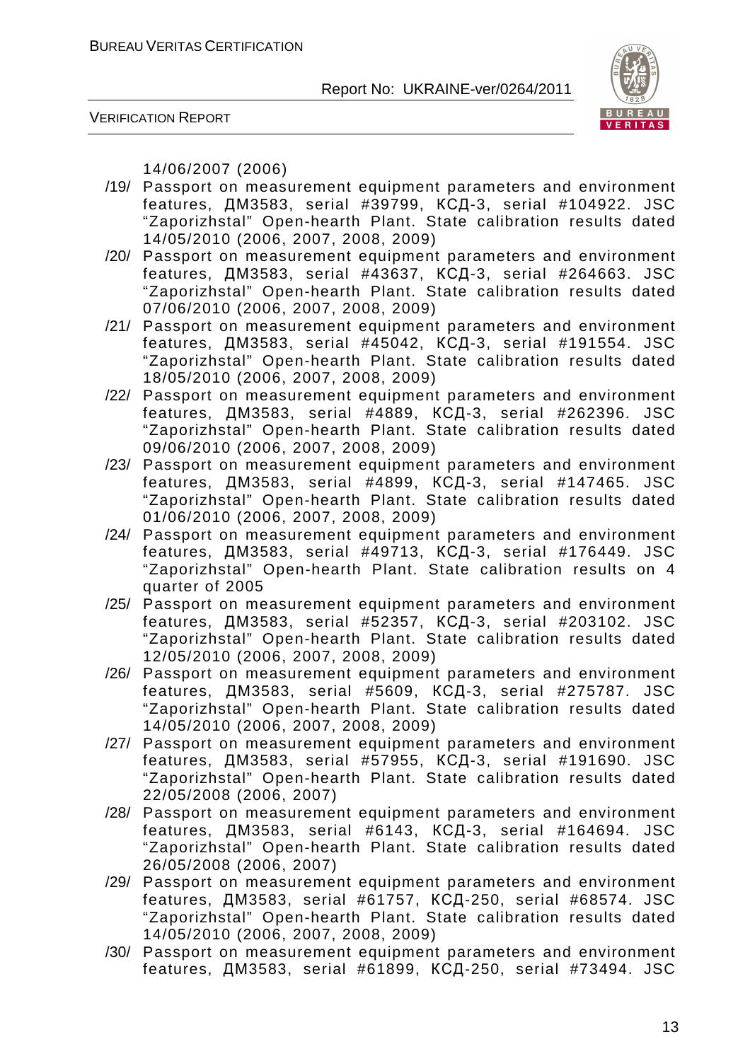14/06/2007 (2006)

/19/ Passport on measurement equipment parameters and environment features, ДМ3583, serial #39799, КСД-3, serial #104922. JSC "Zaporizhstal" Open-hearth Plant. State calibration results dated 14/05/2010 (2006, 2007, 2008, 2009)

/20/ Passport on measurement equipment parameters and environment features, ДМ3583, serial #43637, КСД-3, serial #264663. JSC "Zaporizhstal" Open-hearth Plant. State calibration results dated 07/06/2010 (2006, 2007, 2008, 2009)

/21/ Passport on measurement equipment parameters and environment features, ДМ3583, serial #45042, КСД-3, serial #191554. JSC "Zaporizhstal" Open-hearth Plant. State calibration results dated 18/05/2010 (2006, 2007, 2008, 2009)

/22/ Passport on measurement equipment parameters and environment features, ДМ3583, serial #4889, КСД-3, serial #262396. JSC "Zaporizhstal" Open-hearth Plant. State calibration results dated 09/06/2010 (2006, 2007, 2008, 2009)

/23/ Passport on measurement equipment parameters and environment features, ДМ3583, serial #4899, КСД-3, serial #147465. JSC "Zaporizhstal" Open-hearth Plant. State calibration results dated 01/06/2010 (2006, 2007, 2008, 2009)

/24/ Passport on measurement equipment parameters and environment features, ДМ3583, serial #49713, КСД-3, serial #176449. JSC "Zaporizhstal" Open-hearth Plant. State calibration results on 4 quarter of 2005

/25/ Passport on measurement equipment parameters and environment features, ДМ3583, serial #52357, КСД-3, serial #203102. JSC "Zaporizhstal" Open-hearth Plant. State calibration results dated 12/05/2010 (2006, 2007, 2008, 2009)

/26/ Passport on measurement equipment parameters and environment features, ДМ3583, serial #5609, КСД-3, serial #275787. JSC "Zaporizhstal" Open-hearth Plant. State calibration results dated 14/05/2010 (2006, 2007, 2008, 2009)

/27/ Passport on measurement equipment parameters and environment features, ДМ3583, serial #57955, КСД-3, serial #191690. JSC "Zaporizhstal" Open-hearth Plant. State calibration results dated 22/05/2008 (2006, 2007)

/28/ Passport on measurement equipment parameters and environment features, ДМ3583, serial #6143, КСД-3, serial #164694. JSC "Zaporizhstal" Open-hearth Plant. State calibration results dated 26/05/2008 (2006, 2007)

/29/ Passport on measurement equipment parameters and environment features, ДМ3583, serial #61757, КСД-250, serial #68574. JSC "Zaporizhstal" Open-hearth Plant. State calibration results dated 14/05/2010 (2006, 2007, 2008, 2009)

/30/ Passport on measurement equipment parameters and environment features, ДМ3583, serial #61899, КСД-250, serial #73494. JSC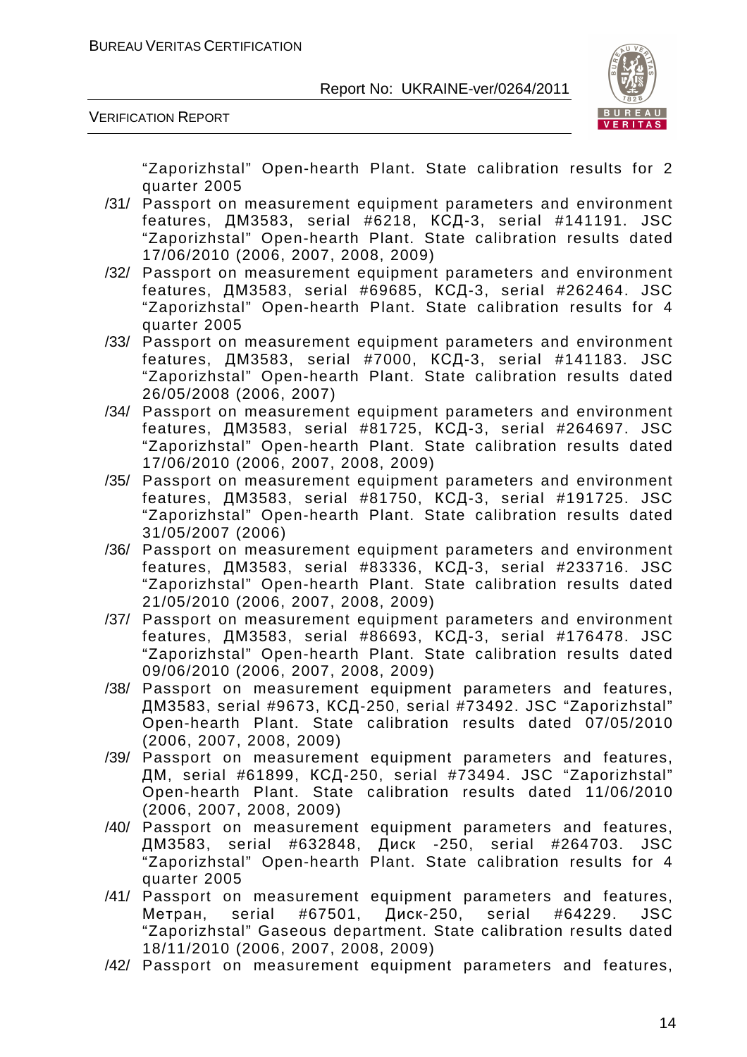"Zaporizhstal" Open-hearth Plant. State calibration results for 2 quarter 2005

/31/ Passport on measurement equipment parameters and environment features, ДМ3583, serial #6218, КСД-3, serial #141191. JSC "Zaporizhstal" Open-hearth Plant. State calibration results dated 17/06/2010 (2006, 2007, 2008, 2009)

/32/ Passport on measurement equipment parameters and environment features, ДМ3583, serial #69685, КСД-3, serial #262464. JSC "Zaporizhstal" Open-hearth Plant. State calibration results for 4 quarter 2005

/33/ Passport on measurement equipment parameters and environment features, ДМ3583, serial #7000, КСД-3, serial #141183. JSC "Zaporizhstal" Open-hearth Plant. State calibration results dated 26/05/2008 (2006, 2007)

/34/ Passport on measurement equipment parameters and environment features, ДМ3583, serial #81725, КСД-3, serial #264697. JSC "Zaporizhstal" Open-hearth Plant. State calibration results dated 17/06/2010 (2006, 2007, 2008, 2009)

/35/ Passport on measurement equipment parameters and environment features, ДМ3583, serial #81750, КСД-3, serial #191725. JSC "Zaporizhstal" Open-hearth Plant. State calibration results dated 31/05/2007 (2006)

/36/ Passport on measurement equipment parameters and environment features, ДМ3583, serial #83336, КСД-3, serial #233716. JSC "Zaporizhstal" Open-hearth Plant. State calibration results dated 21/05/2010 (2006, 2007, 2008, 2009)

/37/ Passport on measurement equipment parameters and environment features, ДМ3583, serial #86693, КСД-3, serial #176478. JSC "Zaporizhstal" Open-hearth Plant. State calibration results dated 09/06/2010 (2006, 2007, 2008, 2009)

/38/ Passport on measurement equipment parameters and features, ДМ3583, serial #9673, КСД-250, serial #73492. JSC "Zaporizhstal" Open-hearth Plant. State calibration results dated 07/05/2010 (2006, 2007, 2008, 2009)

/39/ Passport on measurement equipment parameters and features, ДМ, serial #61899, КСД-250, serial #73494. JSC "Zaporizhstal" Open-hearth Plant. State calibration results dated 11/06/2010 (2006, 2007, 2008, 2009)

/40/ Passport on measurement equipment parameters and features, ДМ3583, serial #632848, Диск -250, serial #264703. JSC "Zaporizhstal" Open-hearth Plant. State calibration results for 4 quarter 2005

/41/ Passport on measurement equipment parameters and features, Метран, serial #67501, Диск-250, serial #64229. JSC "Zaporizhstal" Gaseous department. State calibration results dated 18/11/2010 (2006, 2007, 2008, 2009)

/42/ Passport on measurement equipment parameters and features,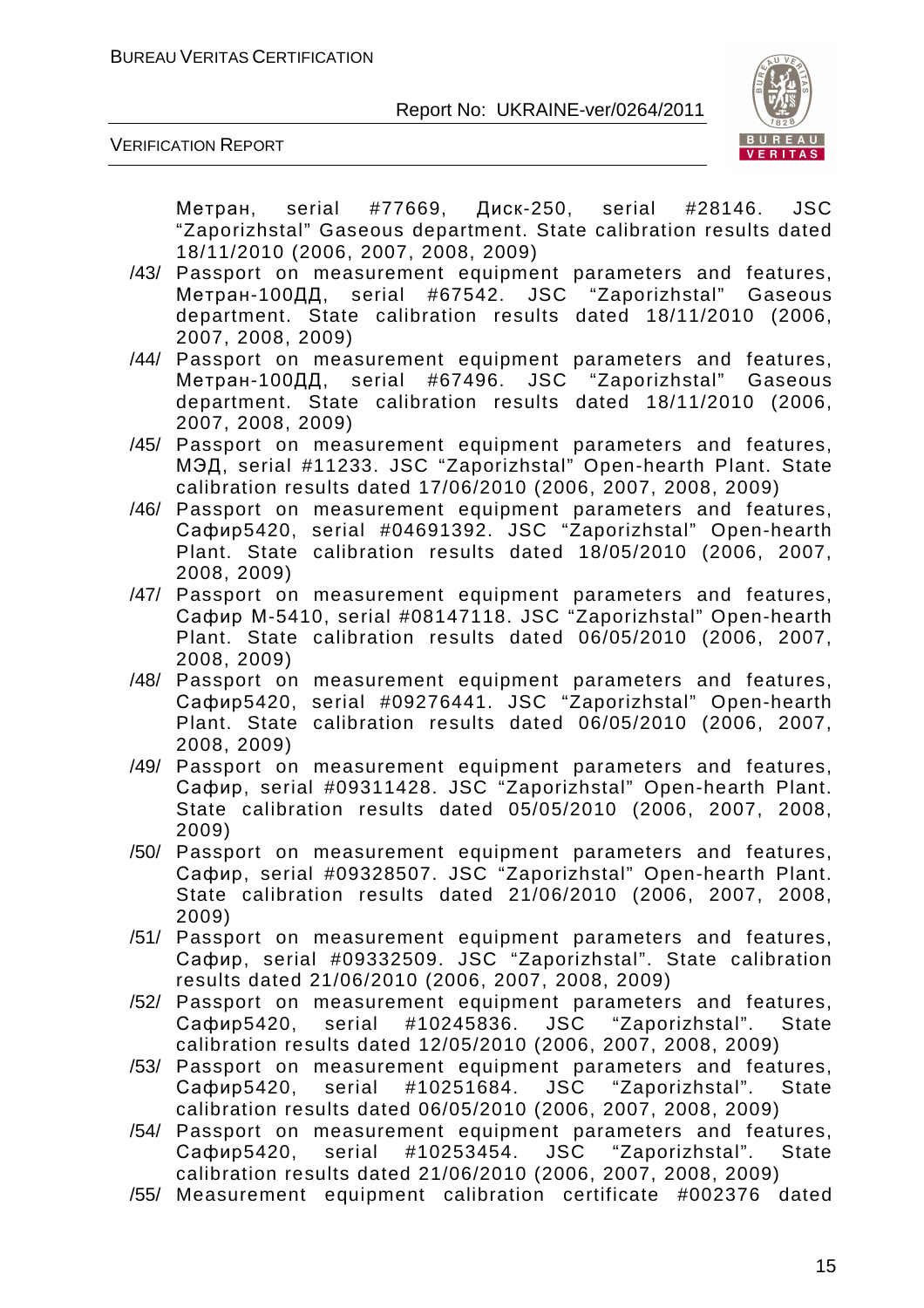Метран, serial #77669, Диск-250, serial #28146. JSC "Zaporizhstal" Gaseous department. State calibration results dated 18/11/2010 (2006, 2007, 2008, 2009)

/43/ Passport on measurement equipment parameters and features, Метран-100ДД, serial #67542. JSC "Zaporizhstal" Gaseous department. State calibration results dated 18/11/2010 (2006, 2007, 2008, 2009)

/44/ Passport on measurement equipment parameters and features, Метран-100ДД, serial #67496. JSC "Zaporizhstal" Gaseous department. State calibration results dated 18/11/2010 (2006, 2007, 2008, 2009)

/45/ Passport on measurement equipment parameters and features, МЭД, serial #11233. JSC "Zaporizhstal" Open-hearth Plant. State calibration results dated 17/06/2010 (2006, 2007, 2008, 2009)

/46/ Passport on measurement equipment parameters and features, Сафир5420, serial #04691392. JSC "Zaporizhstal" Open-hearth Plant. State calibration results dated 18/05/2010 (2006, 2007, 2008, 2009)

/47/ Passport on measurement equipment parameters and features, Сафир М-5410, serial #08147118. JSC "Zaporizhstal" Open-hearth Plant. State calibration results dated 06/05/2010 (2006, 2007, 2008, 2009)

/48/ Passport on measurement equipment parameters and features, Сафир5420, serial #09276441. JSC "Zaporizhstal" Open-hearth Plant. State calibration results dated 06/05/2010 (2006, 2007, 2008, 2009)

/49/ Passport on measurement equipment parameters and features, Сафир, serial #09311428. JSC "Zaporizhstal" Open-hearth Plant. State calibration results dated 05/05/2010 (2006, 2007, 2008, 2009)

/50/ Passport on measurement equipment parameters and features, Сафир, serial #09328507. JSC "Zaporizhstal" Open-hearth Plant. State calibration results dated 21/06/2010 (2006, 2007, 2008, 2009)

/51/ Passport on measurement equipment parameters and features, Сафир, serial #09332509. JSC "Zaporizhstal". State calibration results dated 21/06/2010 (2006, 2007, 2008, 2009)

/52/ Passport on measurement equipment parameters and features, Сафир5420, serial #10245836. JSC "Zaporizhstal". State calibration results dated 12/05/2010 (2006, 2007, 2008, 2009)

/53/ Passport on measurement equipment parameters and features, Сафир5420, serial #10251684. JSC "Zaporizhstal". State calibration results dated 06/05/2010 (2006, 2007, 2008, 2009)

/54/ Passport on measurement equipment parameters and features, Сафир5420, serial #10253454. JSC "Zaporizhstal". State calibration results dated 21/06/2010 (2006, 2007, 2008, 2009)

/55/ Measurement equipment calibration certificate #002376 dated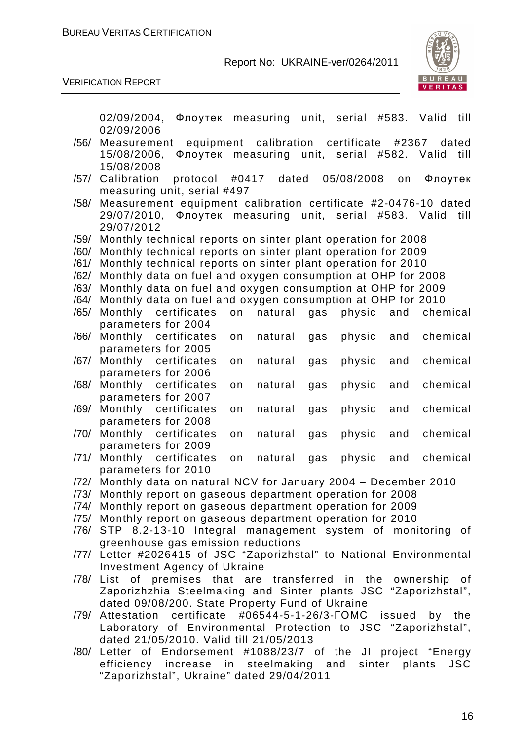02/09/2004, Флоутек measuring unit, serial #583. Valid till 02/09/2006

/56/ Measurement equipment calibration certificate #2367 dated 15/08/2006, Флоутек measuring unit, serial #582. Valid till 15/08/2008

/57/ Calibration protocol #0417 dated 05/08/2008 on Флоутек measuring unit, serial #497

/58/ Measurement equipment calibration certificate #2-0476-10 dated 29/07/2010, Флоутек measuring unit, serial #583. Valid till 29/07/2012

/59/ Monthly technical reports on sinter plant operation for 2008

/60/ Monthly technical reports on sinter plant operation for 2009

/61/ Monthly technical reports on sinter plant operation for 2010

/62/ Monthly data on fuel and oxygen consumption at OHP for 2008

/63/ Monthly data on fuel and oxygen consumption at OHP for 2009

/64/ Monthly data on fuel and oxygen consumption at OHP for 2010

/65/ Monthly certificates on natural gas physic and chemical parameters for 2004

/66/ Monthly certificates on natural gas physic and chemical parameters for 2005

/67/ Monthly certificates on natural gas physic and chemical parameters for 2006

/68/ Monthly certificates on natural gas physic and chemical parameters for 2007

/69/ Monthly certificates on natural gas physic and chemical parameters for 2008

/70/ Monthly certificates on natural gas physic and chemical parameters for 2009

/71/ Monthly certificates on natural gas physic and chemical parameters for 2010

/72/ Monthly data on natural NCV for January 2004 – December 2010

/73/ Monthly report on gaseous department operation for 2008

/74/ Monthly report on gaseous department operation for 2009

/75/ Monthly report on gaseous department operation for 2010

/76/ STP 8.2-13-10 Integral management system of monitoring of greenhouse gas emission reductions

/77/ Letter #2026415 of JSC "Zaporizhstal" to National Environmental Investment Agency of Ukraine

/78/ List of premises that are transferred in the ownership of Zaporizhzhia Steelmaking and Sinter plants JSC "Zaporizhstal", dated 09/08/200. State Property Fund of Ukraine

/79/ Attestation certificate #06544-5-1-26/3-ГОМС issued by the Laboratory of Environmental Protection to JSC "Zaporizhstal", dated 21/05/2010. Valid till 21/05/2013

/80/ Letter of Endorsement #1088/23/7 of the JI project "Energy efficiency increase in steelmaking and sinter plants JSC "Zaporizhstal", Ukraine" dated 29/04/2011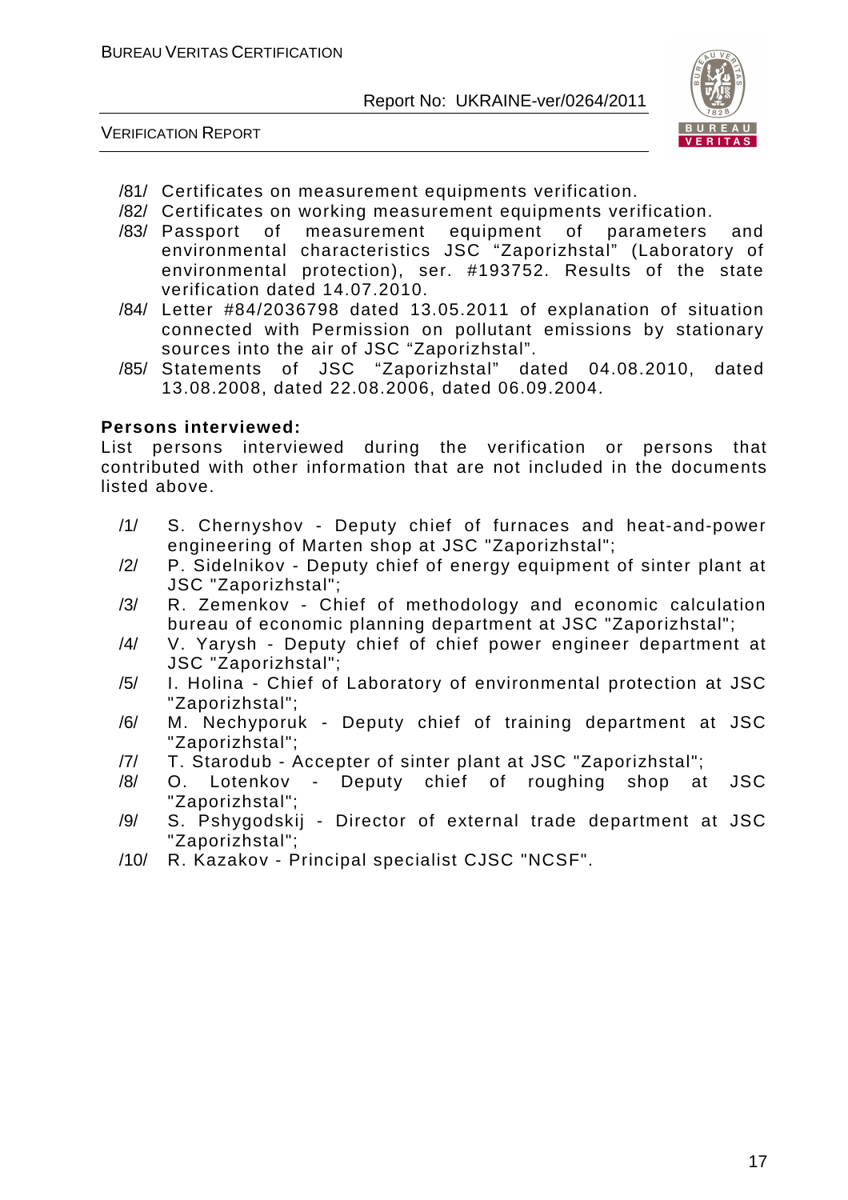/81/ Certificates on measurement equipments verification.

/82/ Certificates on working measurement equipments verification.

/83/ Passport of measurement equipment of parameters and environmental characteristics JSC "Zaporizhstal" (Laboratory of environmental protection), ser. #193752. Results of the state verification dated 14.07.2010.

/84/ Letter #84/2036798 dated 13.05.2011 of explanation of situation connected with Permission on pollutant emissions by stationary sources into the air of JSC "Zaporizhstal".

/85/ Statements of JSC "Zaporizhstal" dated 04.08.2010, dated 13.08.2008, dated 22.08.2006, dated 06.09.2004.

**Persons interviewed:**

List persons interviewed during the verification or persons that contributed with other information that are not included in the documents listed above.

/1/ S. Chernyshov - Deputy chief of furnaces and heat-and-power engineering of Marten shop at JSC "Zaporizhstal";

/2/ P. Sidelnikov - Deputy chief of energy equipment of sinter plant at JSC "Zaporizhstal";

/3/ R. Zemenkov - Chief of methodology and economic calculation bureau of economic planning department at JSC "Zaporizhstal";

/4/ V. Yarysh - Deputy chief of chief power engineer department at JSC "Zaporizhstal";

/5/ I. Holina - Chief of Laboratory of environmental protection at JSC "Zaporizhstal";

/6/ M. Nechyporuk - Deputy chief of training department at JSC "Zaporizhstal";

/7/ T. Starodub - Accepter of sinter plant at JSC "Zaporizhstal";

/8/ O. Lotenkov - Deputy chief of roughing shop at JSC "Zaporizhstal";

/9/ S. Pshygodskij - Director of external trade department at JSC "Zaporizhstal";

/10/ R. Kazakov - Principal specialist CJSC "NCSF".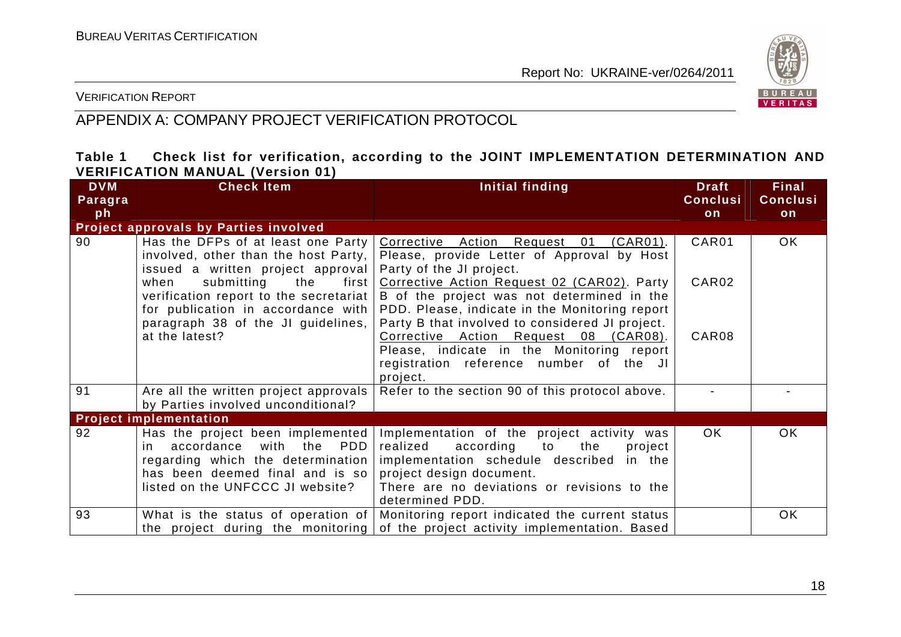VERIFICATION REPORT

## APPENDIX A: COMPANY PROJECT VERIFICATION PROTOCOL

**Table 1 Check list for verification, according to the JOINT IMPLEMENTATION DETERMINATION AND VERIFICATION MANUAL (Version 01)**

| DVM Paragraph | Check Item | Initial finding | Draft Conclusion | Final Conclusion |
|---|---|---|---|---|
| **Project approvals by Parties involved** | | | | |
| 90 | Has the DFPs of at least one Party involved, other than the host Party, issued a written project approval when submitting the first verification report to the secretariat for publication in accordance with paragraph 38 of the JI guidelines, at the latest? | Corrective Action Request 01 (CAR01). Please, provide Letter of Approval by Host Party of the JI project.<br>Corrective Action Request 02 (CAR02). Party B of the project was not determined in the PDD. Please, indicate in the Monitoring report Party B that involved to considered JI project.<br>Corrective Action Request 08 (CAR08). Please, indicate in the Monitoring report registration reference number of the JI project. | CAR01<br>CAR02<br>CAR08 | OK |
| 91 | Are all the written project approvals by Parties involved unconditional? | Refer to the section 90 of this protocol above. | - | - |
| **Project implementation** | | | | |
| 92 | Has the project been implemented in accordance with the PDD regarding which the determination has been deemed final and is so listed on the UNFCCC JI website? | Implementation of the project activity was realized according to the project implementation schedule described in the project design document.<br>There are no deviations or revisions to the determined PDD. | OK | OK |
| 93 | What is the status of operation of the project during the monitoring | Monitoring report indicated the current status of the project activity implementation. Based | | OK |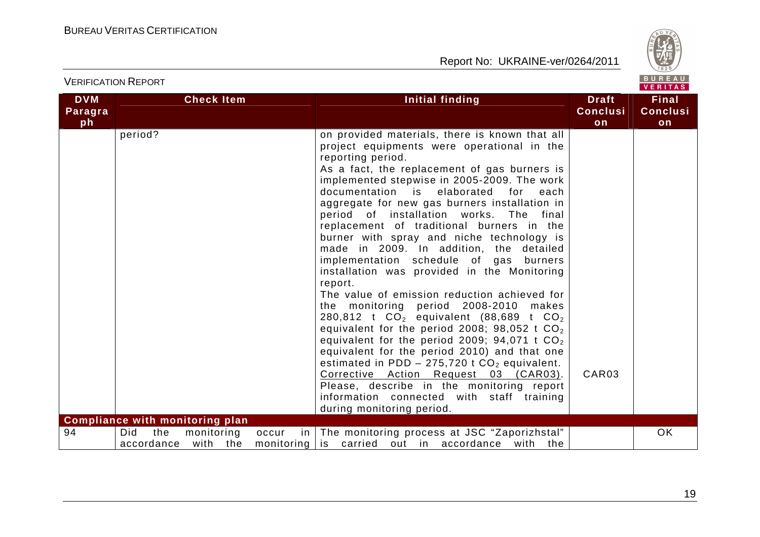| DVM Paragraph | Check Item | Initial finding | Draft Conclusion | Final Conclusion |
|---|---|---|---|---|
| | period? | on provided materials, there is known that all project equipments were operational in the reporting period.<br>As a fact, the replacement of gas burners is implemented stepwise in 2005-2009. The work documentation is elaborated for each aggregate for new gas burners installation in period of installation works. The final replacement of traditional burners in the burner with spray and niche technology is made in 2009. In addition, the detailed implementation schedule of gas burners installation was provided in the Monitoring report.<br>The value of emission reduction achieved for the monitoring period 2008-2010 makes 280,812 t $CO_2$ equivalent (88,689 t $CO_2$ equivalent for the period 2008; 98,052 t $CO_2$ equivalent for the period 2009; 94,071 t $CO_2$ equivalent for the period 2010) and that one estimated in PDD – 275,720 t $CO_2$ equivalent.<br>Corrective Action Request 03 (CAR03).<br>Please, describe in the monitoring report information connected with staff training during monitoring period. | CAR03 | |
| **Compliance with monitoring plan** | | | | |
| 94 | Did the monitoring occur in accordance with the monitoring | The monitoring process at JSC "Zaporizhstal" is carried out in accordance with the | | OK |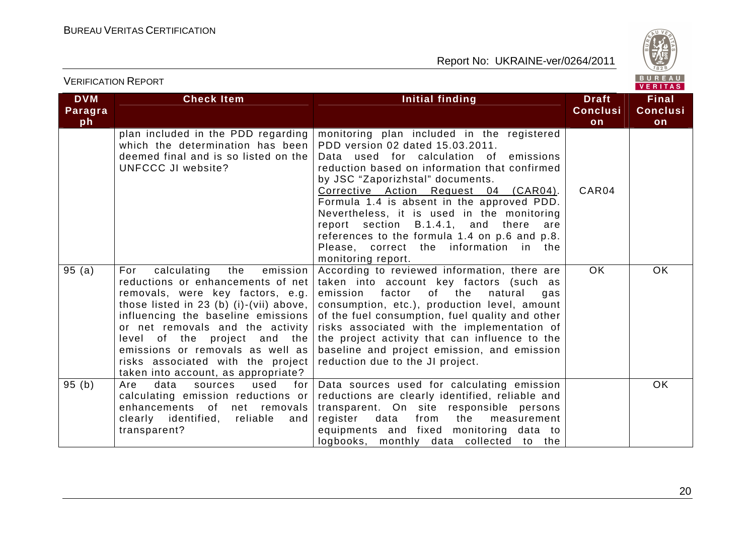| DVM Paragraph | Check Item | Initial finding | Draft Conclusion | Final Conclusion |
|---|---|---|---|---|
| | plan included in the PDD regarding which the determination has been deemed final and is so listed on the UNFCCC JI website? | monitoring plan included in the registered PDD version 02 dated 15.03.2011. Data used for calculation of emissions reduction based on information that confirmed by JSC "Zaporizhstal" documents. Corrective Action Request 04 (CAR04). Formula 1.4 is absent in the approved PDD. Nevertheless, it is used in the monitoring report section B.1.4.1, and there are references to the formula 1.4 on p.6 and p.8. Please, correct the information in the monitoring report. | CAR04 | |
| 95 (a) | For calculating the emission reductions or enhancements of net removals, were key factors, e.g. those listed in 23 (b) (i)-(vii) above, influencing the baseline emissions or net removals and the activity level of the project and the emissions or removals as well as risks associated with the project taken into account, as appropriate? | According to reviewed information, there are taken into account key factors (such as emission factor of the natural gas consumption, etc.), production level, amount of the fuel consumption, fuel quality and other risks associated with the implementation of the project activity that can influence to the baseline and project emission, and emission reduction due to the JI project. | OK | OK |
| 95 (b) | Are data sources used for calculating emission reductions or enhancements of net removals clearly identified, reliable and transparent? | Data sources used for calculating emission reductions are clearly identified, reliable and transparent. On site responsible persons register data from the measurement equipments and fixed monitoring data to logbooks, monthly data collected to the | | OK |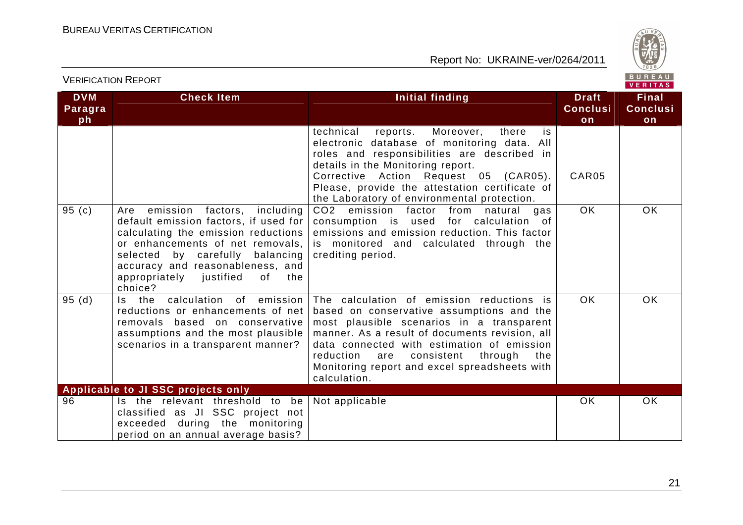| DVM Paragraph | Check Item | Initial finding | Draft Conclusion | Final Conclusion |
|---|---|---|---|---|
| | | technical reports. Moreover, there is electronic database of monitoring data. All roles and responsibilities are described in details in the Monitoring report. Corrective Action Request 05 (CAR05). Please, provide the attestation certificate of the Laboratory of environmental protection. | CAR05 | |
| 95 (c) | Are emission factors, including default emission factors, if used for calculating the emission reductions or enhancements of net removals, selected by carefully balancing accuracy and reasonableness, and appropriately justified of the choice? | $CO_2$ emission factor from natural gas consumption is used for calculation of emissions and emission reduction. This factor is monitored and calculated through the crediting period. | OK | OK |
| 95 (d) | Is the calculation of emission reductions or enhancements of net removals based on conservative assumptions and the most plausible scenarios in a transparent manner? | The calculation of emission reductions is based on conservative assumptions and the most plausible scenarios in a transparent manner. As a result of documents revision, all data connected with estimation of emission reduction are consistent through the Monitoring report and excel spreadsheets with calculation. | OK | OK |
| **Applicable to JI SSC projects only** | | | | |
| 96 | Is the relevant threshold to be classified as JI SSC project not exceeded during the monitoring period on an annual average basis? | Not applicable | OK | OK |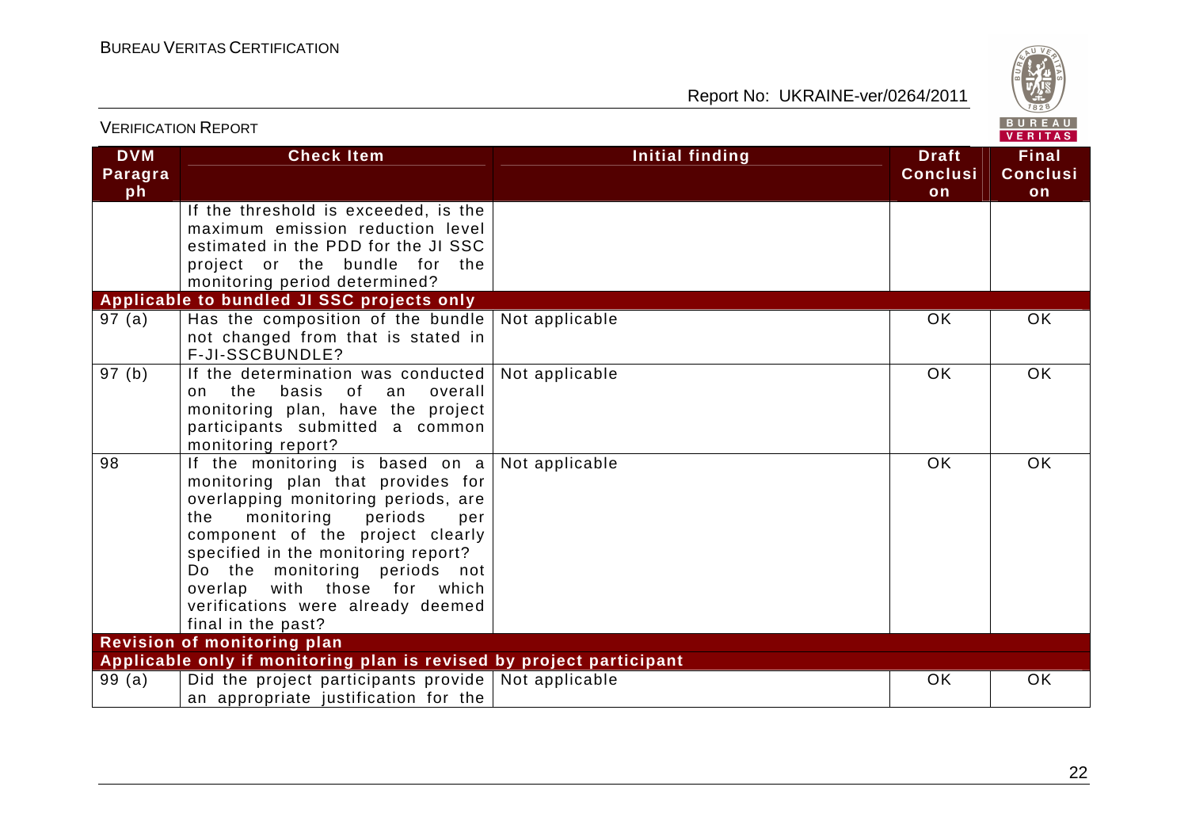| DVM Paragraph | Check Item | Initial finding | Draft Conclusion | Final Conclusion |
|---|---|---|---|---|
| | If the threshold is exceeded, is the maximum emission reduction level estimated in the PDD for the JI SSC project or the bundle for the monitoring period determined? | | | |
| **Applicable to bundled JI SSC projects only** | | | | |
| 97 (a) | Has the composition of the bundle not changed from that is stated in F-JI-SSCBUNDLE? | Not applicable | OK | OK |
| 97 (b) | If the determination was conducted on the basis of an overall monitoring plan, have the project participants submitted a common monitoring report? | Not applicable | OK | OK |
| 98 | If the monitoring is based on a monitoring plan that provides for overlapping monitoring periods, are the monitoring periods per component of the project clearly specified in the monitoring report? Do the monitoring periods not overlap with those for which verifications were already deemed final in the past? | Not applicable | OK | OK |
| **Revision of monitoring plan** | | | | |
| **Applicable only if monitoring plan is revised by project participant** | | | | |
| 99 (a) | Did the project participants provide an appropriate justification for the | Not applicable | OK | OK |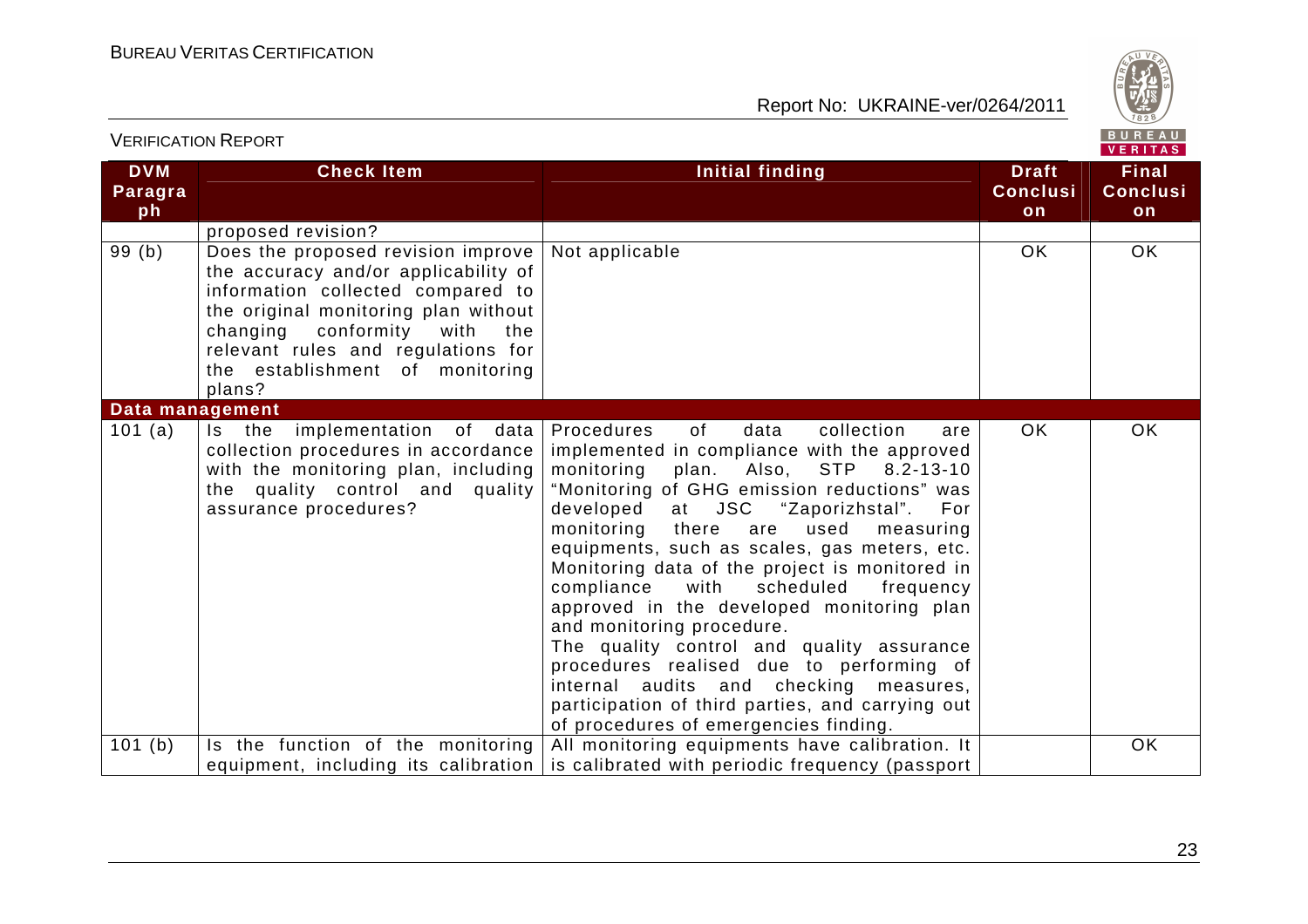| DVM Paragraph | Check Item | Initial finding | Draft Conclusion | Final Conclusion |
|---|---|---|---|---|
| | proposed revision? | | | |
| 99 (b) | Does the proposed revision improve the accuracy and/or applicability of information collected compared to the original monitoring plan without changing conformity with the relevant rules and regulations for the establishment of monitoring plans? | Not applicable | OK | OK |
| **Data management** | | | | |
| 101 (a) | Is the implementation of data collection procedures in accordance with the monitoring plan, including the quality control and quality assurance procedures? | Procedures of data collection are implemented in compliance with the approved monitoring plan. Also, STP 8.2-13-10 "Monitoring of GHG emission reductions" was developed at JSC "Zaporizhstal". For monitoring there are used measuring equipments, such as scales, gas meters, etc. Monitoring data of the project is monitored in compliance with scheduled frequency approved in the developed monitoring plan and monitoring procedure. The quality control and quality assurance procedures realised due to performing of internal audits and checking measures, participation of third parties, and carrying out of procedures of emergencies finding. | OK | OK |
| 101 (b) | Is the function of the monitoring equipment, including its calibration | All monitoring equipments have calibration. It is calibrated with periodic frequency (passport | | OK |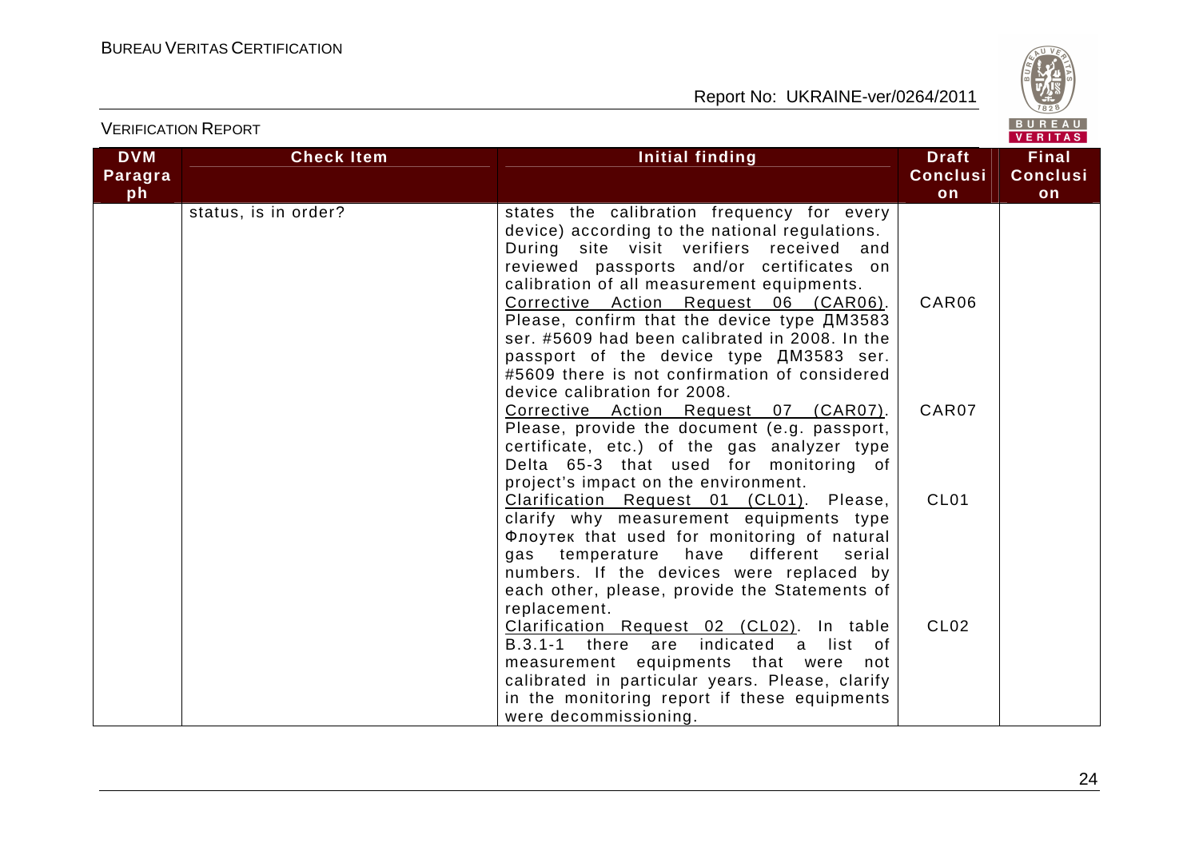| DVM Paragraph | Check Item | Initial finding | Draft Conclusion | Final Conclusion |
|---|---|---|---|---|
| | status, is in order? | states the calibration frequency for every device) according to the national regulations. During site visit verifiers received and reviewed passports and/or certificates on calibration of all measurement equipments. | | |
| | | Corrective Action Request 06 (CAR06). Please, confirm that the device type ДМ3583 ser. #5609 had been calibrated in 2008. In the passport of the device type ДМ3583 ser. #5609 there is not confirmation of considered device calibration for 2008. | CAR06 | |
| | | Corrective Action Request 07 (CAR07). Please, provide the document (e.g. passport, certificate, etc.) of the gas analyzer type Delta 65-3 that used for monitoring of project's impact on the environment. | CAR07 | |
| | | Clarification Request 01 (CL01). Please, clarify why measurement equipments type Флоутек that used for monitoring of natural gas temperature have different serial numbers. If the devices were replaced by each other, please, provide the Statements of replacement. | CL01 | |
| | | Clarification Request 02 (CL02). In table B.3.1-1 there are indicated a list of measurement equipments that were not calibrated in particular years. Please, clarify in the monitoring report if these equipments were decommissioning. | CL02 | |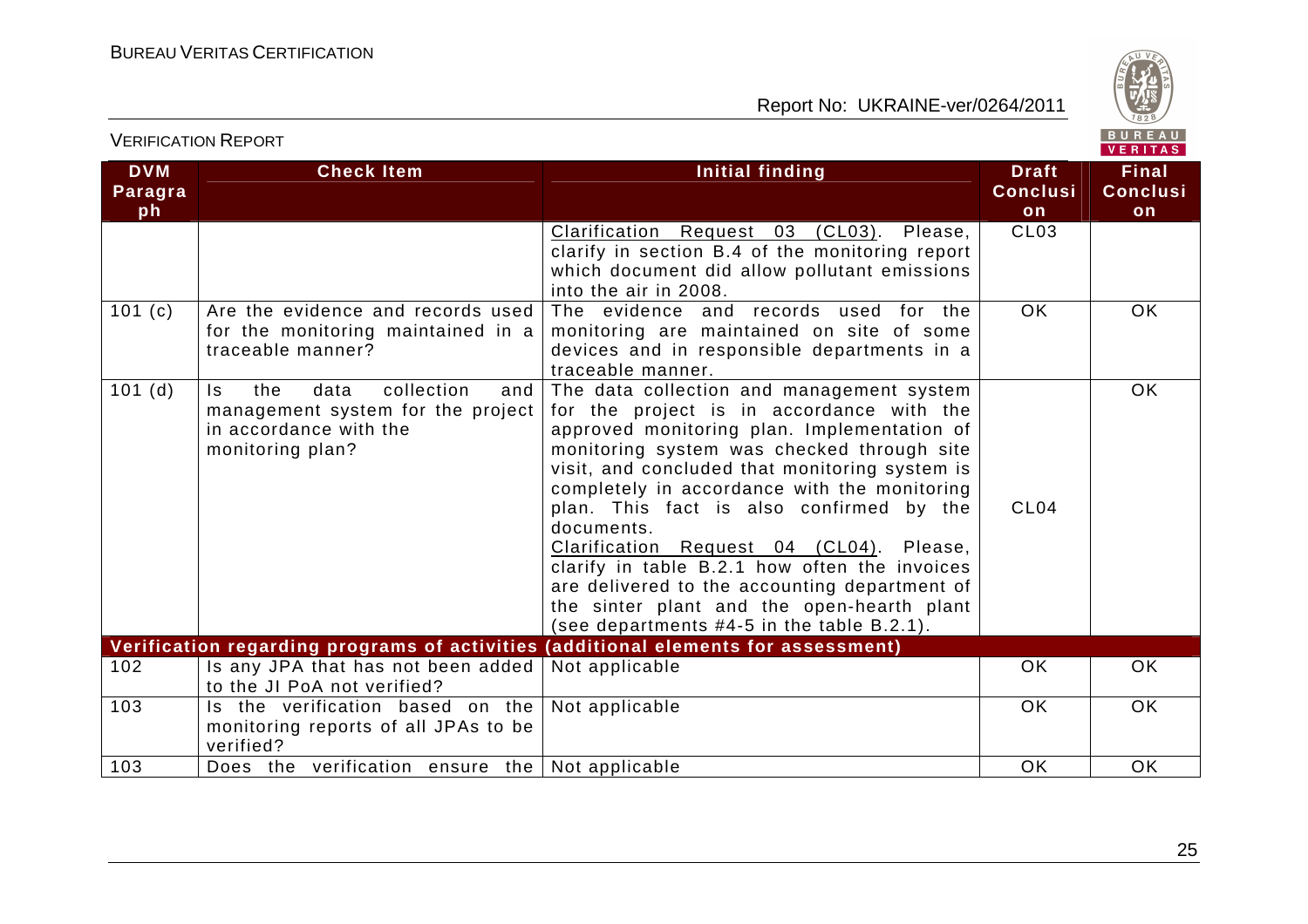| DVM Paragraph | Check Item | Initial finding | Draft Conclusion | Final Conclusion |
|---|---|---|---|---|
| | | Clarification Request 03 (CL03). Please, clarify in section B.4 of the monitoring report which document did allow pollutant emissions into the air in 2008. | CL03 | |
| 101 (c) | Are the evidence and records used for the monitoring maintained in a traceable manner? | The evidence and records used for the monitoring are maintained on site of some devices and in responsible departments in a traceable manner. | OK | OK |
| 101 (d) | Is the data collection and management system for the project in accordance with the monitoring plan? | The data collection and management system for the project is in accordance with the approved monitoring plan. Implementation of monitoring system was checked through site visit, and concluded that monitoring system is completely in accordance with the monitoring plan. This fact is also confirmed by the documents.<br>Clarification Request 04 (CL04). Please, clarify in table B.2.1 how often the invoices are delivered to the accounting department of the sinter plant and the open-hearth plant (see departments #4-5 in the table B.2.1). | CL04 | OK |
| **Verification regarding programs of activities (additional elements for assessment)** | | | | |
| 102 | Is any JPA that has not been added to the JI PoA not verified? | Not applicable | OK | OK |
| 103 | Is the verification based on the monitoring reports of all JPAs to be verified? | Not applicable | OK | OK |
| 103 | Does the verification ensure the | Not applicable | OK | OK |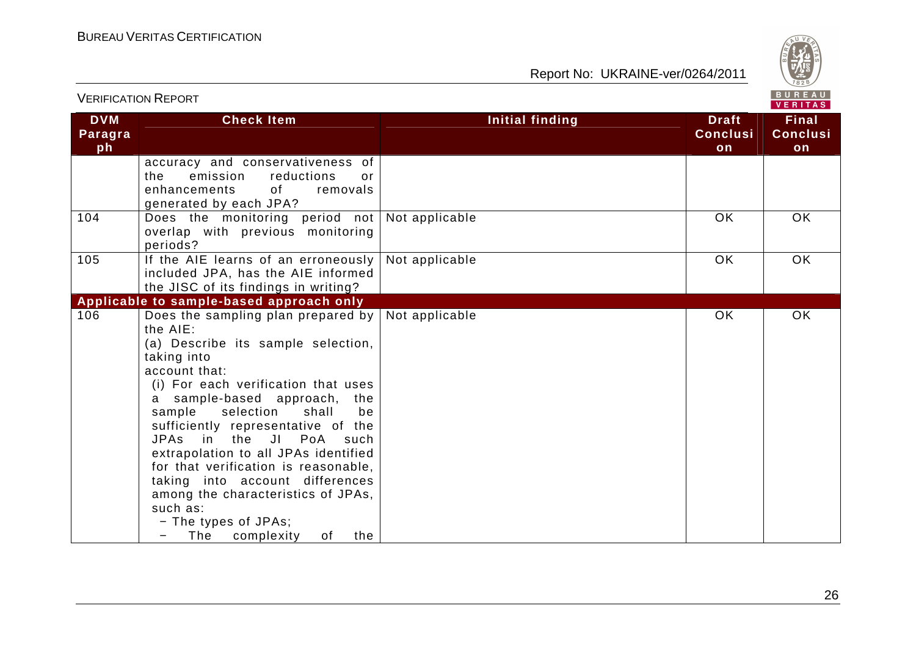| DVM Paragraph | Check Item | Initial finding | Draft Conclusion | Final Conclusion |
|---|---|---|---|---|
| | accuracy and conservativeness of the emission reductions or enhancements of removals generated by each JPA? | | | |
| 104 | Does the monitoring period not overlap with previous monitoring periods? | Not applicable | OK | OK |
| 105 | If the AIE learns of an erroneously included JPA, has the AIE informed the JISC of its findings in writing? | Not applicable | OK | OK |
| **Applicable to sample-based approach only** | | | | |
| 106 | Does the sampling plan prepared by the AIE:<br>(a) Describe its sample selection, taking into account that:<br>(i) For each verification that uses a sample-based approach, the sample selection shall be sufficiently representative of the JPAs in the JI PoA such extrapolation to all JPAs identified for that verification is reasonable, taking into account differences among the characteristics of JPAs, such as:<br>− The types of JPAs;<br>− The complexity of the | Not applicable | OK | OK |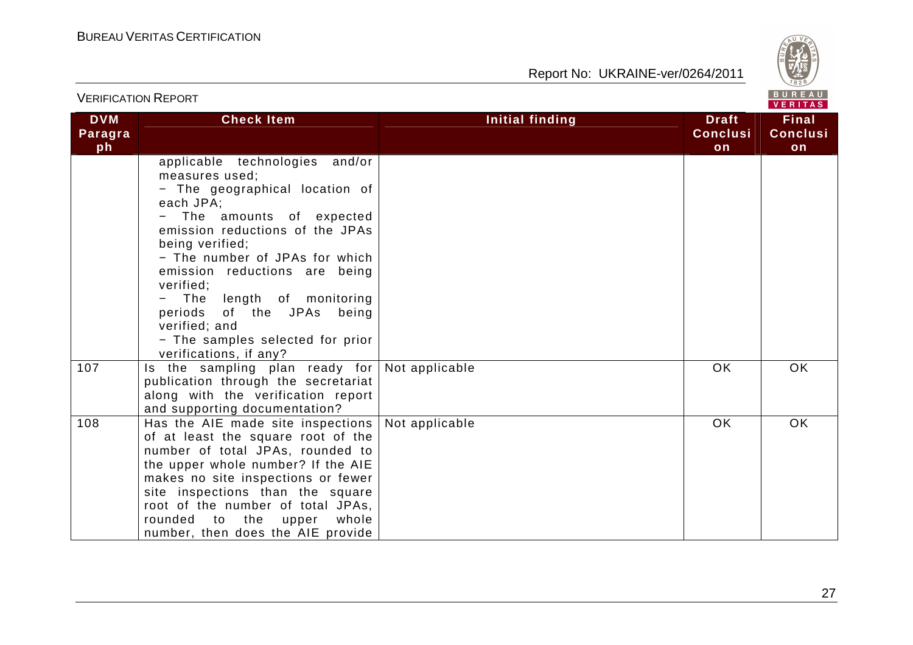| DVM Paragraph | Check Item | Initial finding | Draft Conclusion | Final Conclusion |
|---|---|---|---|---|
| | applicable technologies and/or measures used;<br>− The geographical location of each JPA;<br>− The amounts of expected emission reductions of the JPAs being verified;<br>− The number of JPAs for which emission reductions are being verified;<br>− The length of monitoring periods of the JPAs being verified; and<br>− The samples selected for prior verifications, if any? | | | |
| 107 | Is the sampling plan ready for publication through the secretariat along with the verification report and supporting documentation? | Not applicable | OK | OK |
| 108 | Has the AIE made site inspections of at least the square root of the number of total JPAs, rounded to the upper whole number? If the AIE makes no site inspections or fewer site inspections than the square root of the number of total JPAs, rounded to the upper whole number, then does the AIE provide | Not applicable | OK | OK |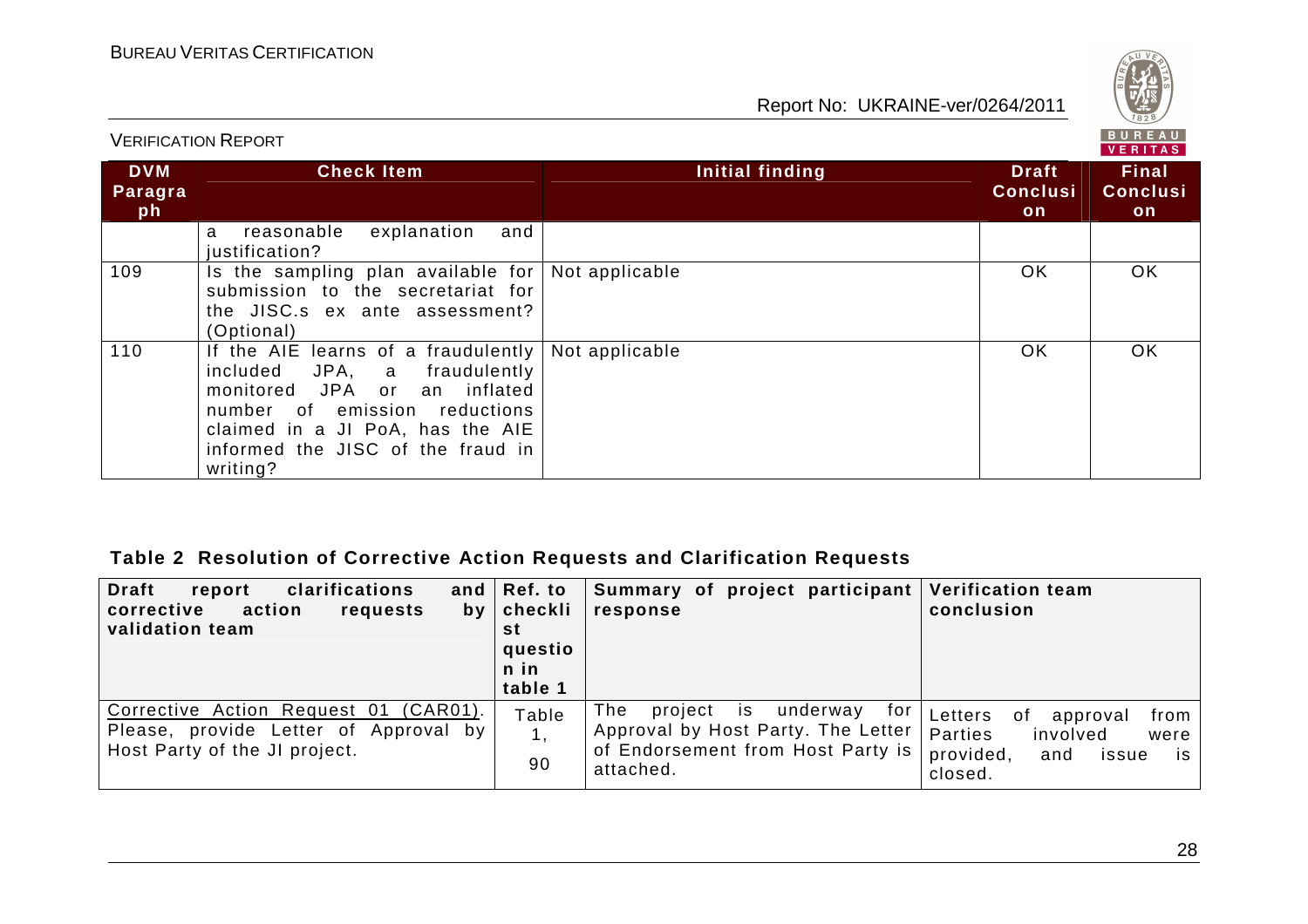| DVM Paragraph | Check Item | Initial finding | Draft Conclusion | Final Conclusion |
|---|---|---|---|---|
| | a reasonable explanation and justification? | | | |
| 109 | Is the sampling plan available for submission to the secretariat for the JISC.s ex ante assessment? (Optional) | Not applicable | OK | OK |
| 110 | If the AIE learns of a fraudulently included JPA, a fraudulently monitored JPA or an inflated number of emission reductions claimed in a JI PoA, has the AIE informed the JISC of the fraud in writing? | Not applicable | OK | OK |

**Table 2 Resolution of Corrective Action Requests and Clarification Requests**

| Draft report clarifications and corrective action requests by validation team | Ref. to checklist question in table 1 | Summary of project participant response | Verification team conclusion |
|---|---|---|---|
| Corrective Action Request 01 (CAR01). Please, provide Letter of Approval by Host Party of the JI project. | Table 1, 90 | The project is underway for Approval by Host Party. The Letter of Endorsement from Host Party is attached. | Letters of approval from Parties involved were provided, and issue is closed. |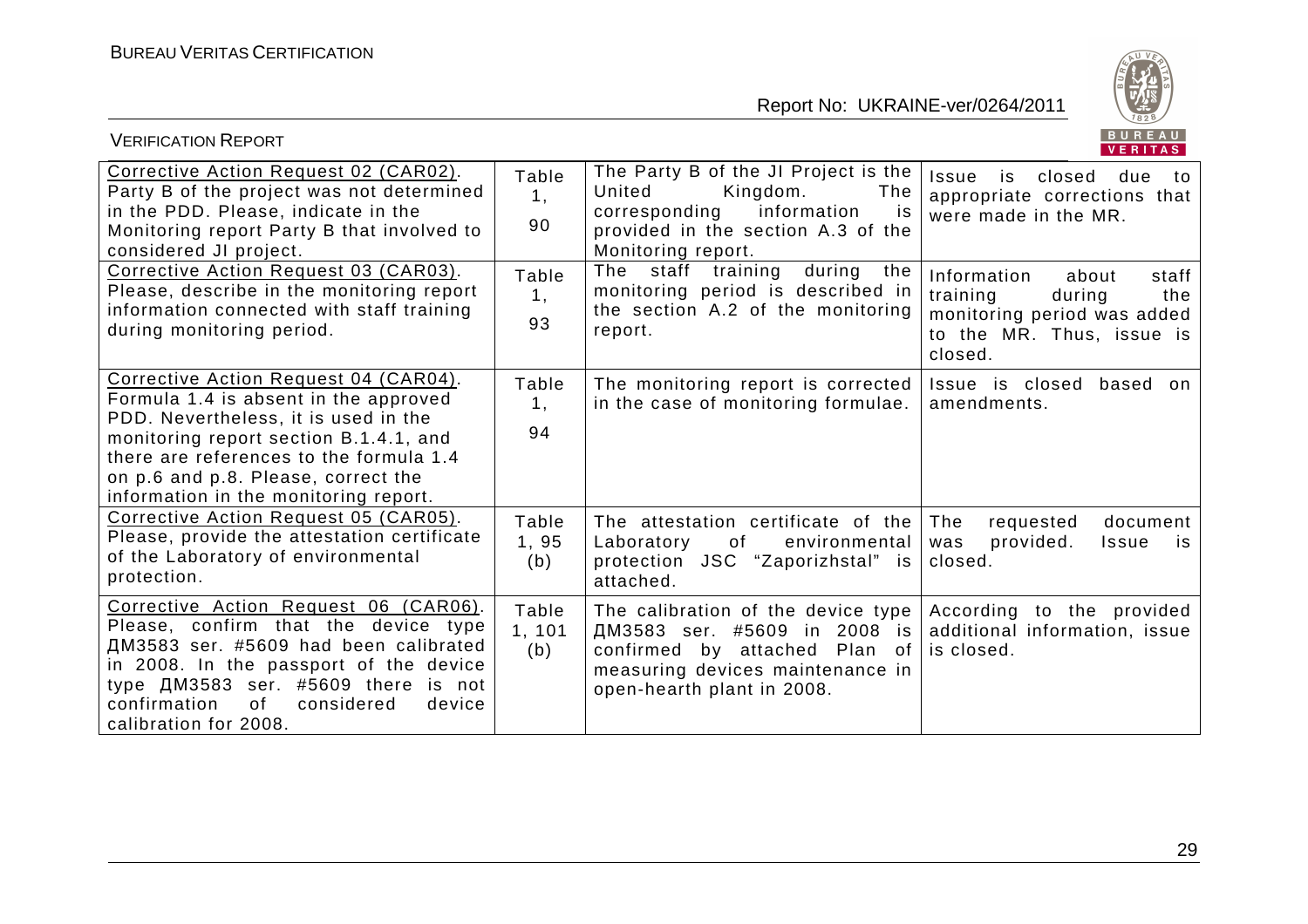| Corrective Action Request 02 (CAR02). Party B of the project was not determined in the PDD. Please, indicate in the Monitoring report Party B that involved to considered JI project. | Table 1, 90 | The Party B of the JI Project is the United Kingdom. The corresponding information is provided in the section A.3 of the Monitoring report. | Issue is closed due to appropriate corrections that were made in the MR. |
|---|---|---|---|
| Corrective Action Request 03 (CAR03). Please, describe in the monitoring report information connected with staff training during monitoring period. | Table 1, 93 | The staff training during the monitoring period is described in the section A.2 of the monitoring report. | Information about staff training during the monitoring period was added to the MR. Thus, issue is closed. |
| Corrective Action Request 04 (CAR04). Formula 1.4 is absent in the approved PDD. Nevertheless, it is used in the monitoring report section B.1.4.1, and there are references to the formula 1.4 on p.6 and p.8. Please, correct the information in the monitoring report. | Table 1, 94 | The monitoring report is corrected in the case of monitoring formulae. | Issue is closed based on amendments. |
| Corrective Action Request 05 (CAR05). Please, provide the attestation certificate of the Laboratory of environmental protection. | Table 1, 95 (b) | The attestation certificate of the Laboratory of environmental protection JSC "Zaporizhstal" is attached. | The requested document was provided. Issue is closed. |
| Corrective Action Request 06 (CAR06). Please, confirm that the device type ДМ3583 ser. #5609 had been calibrated in 2008. In the passport of the device type ДМ3583 ser. #5609 there is not confirmation of considered device calibration for 2008. | Table 1, 101 (b) | The calibration of the device type ДМ3583 ser. #5609 in 2008 is confirmed by attached Plan of measuring devices maintenance in open-hearth plant in 2008. | According to the provided additional information, issue is closed. |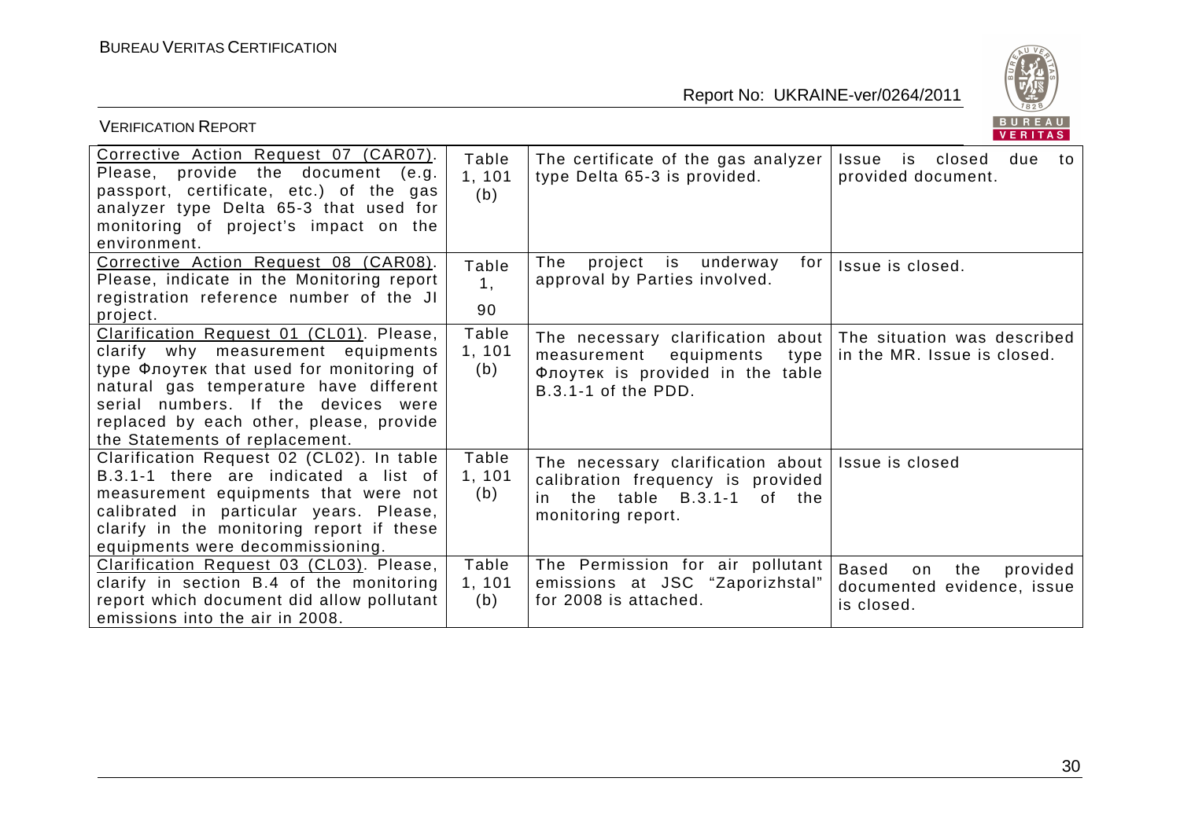| Corrective Action Request 07 (CAR07). Please, provide the document (e.g. passport, certificate, etc.) of the gas analyzer type Delta 65-3 that used for monitoring of project's impact on the environment. | Table 1, 101 (b) | The certificate of the gas analyzer type Delta 65-3 is provided. | Issue is closed due to provided document. |
|---|---|---|---|
| Corrective Action Request 08 (CAR08). Please, indicate in the Monitoring report registration reference number of the JI project. | Table 1, 90 | The project is underway for approval by Parties involved. | Issue is closed. |
| Clarification Request 01 (CL01). Please, clarify why measurement equipments type Флоутек that used for monitoring of natural gas temperature have different serial numbers. If the devices were replaced by each other, please, provide the Statements of replacement. | Table 1, 101 (b) | The necessary clarification about measurement equipments type Флоутек is provided in the table B.3.1-1 of the PDD. | The situation was described in the MR. Issue is closed. |
| Clarification Request 02 (CL02). In table B.3.1-1 there are indicated a list of measurement equipments that were not calibrated in particular years. Please, clarify in the monitoring report if these equipments were decommissioning. | Table 1, 101 (b) | The necessary clarification about calibration frequency is provided in the table B.3.1-1 of the monitoring report. | Issue is closed |
| Clarification Request 03 (CL03). Please, clarify in section B.4 of the monitoring report which document did allow pollutant emissions into the air in 2008. | Table 1, 101 (b) | The Permission for air pollutant emissions at JSC "Zaporizhstal" for 2008 is attached. | Based on the provided documented evidence, issue is closed. |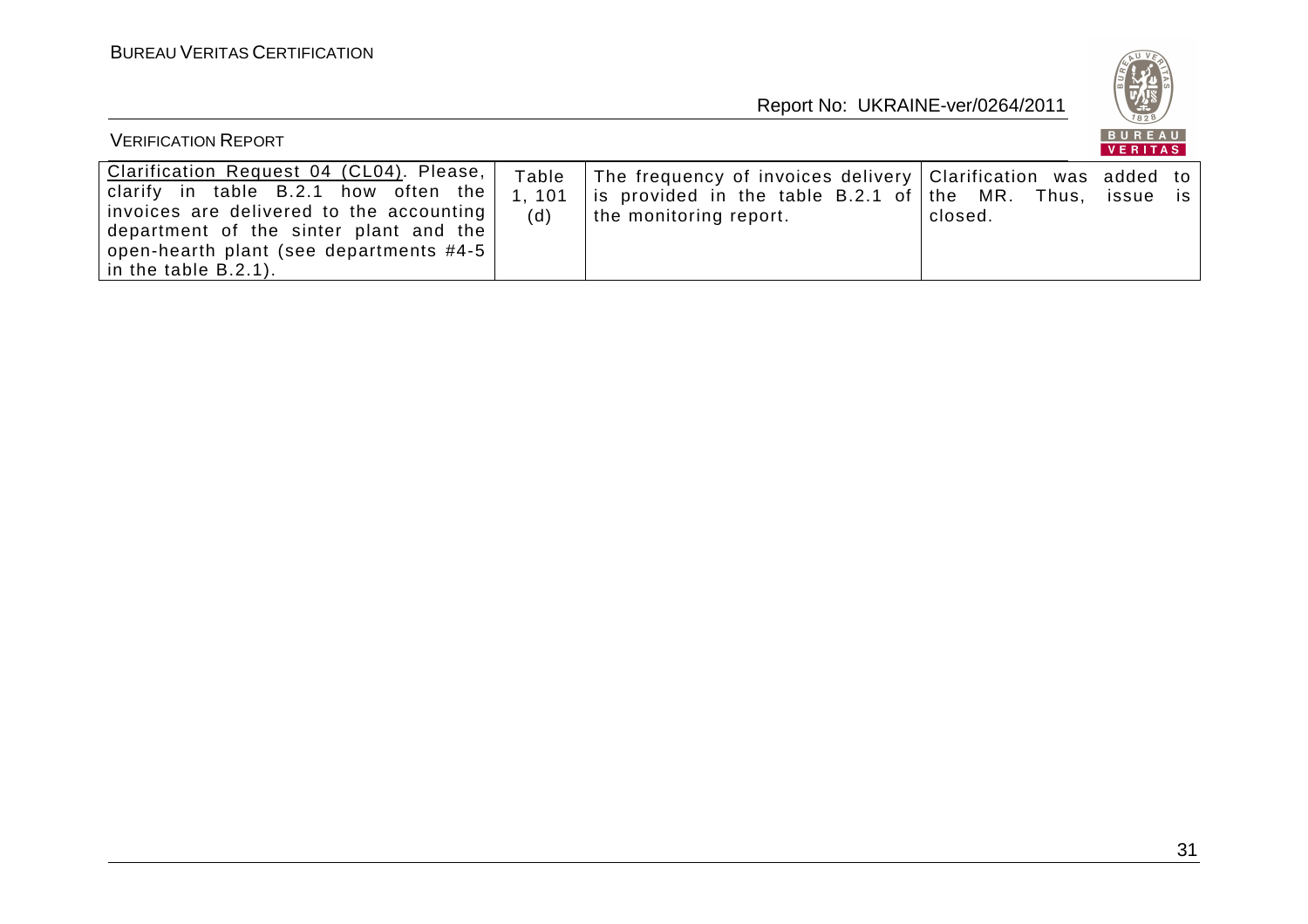| | | | |
|---|---|---|---|
| Clarification Request 04 (CL04). Please, clarify in table B.2.1 how often the invoices are delivered to the accounting department of the sinter plant and the open-hearth plant (see departments #4-5 in the table B.2.1). | Table 1, 101 (d) | The frequency of invoices delivery is provided in the table B.2.1 of the monitoring report. | Clarification was added to the MR. Thus, issue is closed. |